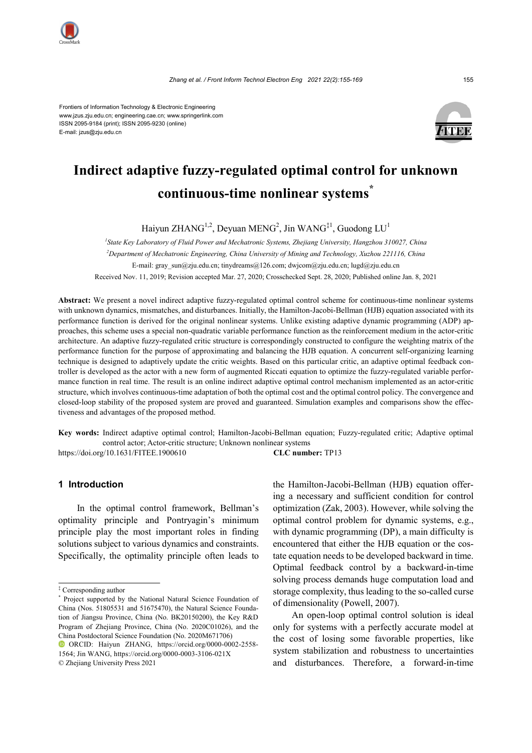Frontiers of Information Technology & Electronic Engineering
www.jzus.zju.edu.cn; engineering.cae.cn; www.springerlink.com
ISSN 2095-9184 (print); ISSN 2095-9230 (online)
E-mail: jzus@zju.edu.cn

# Indirect adaptive fuzzy-regulated optimal control for unknown continuous-time nonlinear systems*

Haiyun ZHANG[1,2], Deyuan MENG[2], Jin WANG[‡1], Guodong LU[1]

[1]*State Key Laboratory of Fluid Power and Mechatronic Systems, Zhejiang University, Hangzhou 310027, China*
[2]*Department of Mechatronic Engineering, China University of Mining and Technology, Xuzhou 221116, China*
E-mail: gray_sun@zju.edu.cn; tinydreams@126.com; dwjcom@zju.edu.cn; lugd@zju.edu.cn
Received Nov. 11, 2019; Revision accepted Mar. 27, 2020; Crosschecked Sept. 28, 2020; Published online Jan. 8, 2021

**Abstract:** We present a novel indirect adaptive fuzzy-regulated optimal control scheme for continuous-time nonlinear systems with unknown dynamics, mismatches, and disturbances. Initially, the Hamilton-Jacobi-Bellman (HJB) equation associated with its performance function is derived for the original nonlinear systems. Unlike existing adaptive dynamic programming (ADP) approaches, this scheme uses a special non-quadratic variable performance function as the reinforcement medium in the actor-critic architecture. An adaptive fuzzy-regulated critic structure is correspondingly constructed to configure the weighting matrix of the performance function for the purpose of approximating and balancing the HJB equation. A concurrent self-organizing learning technique is designed to adaptively update the critic weights. Based on this particular critic, an adaptive optimal feedback controller is developed as the actor with a new form of augmented Riccati equation to optimize the fuzzy-regulated variable performance function in real time. The result is an online indirect adaptive optimal control mechanism implemented as an actor-critic structure, which involves continuous-time adaptation of both the optimal cost and the optimal control policy. The convergence and closed-loop stability of the proposed system are proved and guaranteed. Simulation examples and comparisons show the effectiveness and advantages of the proposed method.

**Key words:** Indirect adaptive optimal control; Hamilton-Jacobi-Bellman equation; Fuzzy-regulated critic; Adaptive optimal control actor; Actor-critic structure; Unknown nonlinear systems

https://doi.org/10.1631/FITEE.1900610 **CLC number:** TP13

## 1 Introduction

In the optimal control framework, Bellman's optimality principle and Pontryagin's minimum principle play the most important roles in finding solutions subject to various dynamics and constraints. Specifically, the optimality principle often leads to the Hamilton-Jacobi-Bellman (HJB) equation offering a necessary and sufficient condition for control optimization (Zak, 2003). However, while solving the optimal control problem for dynamic systems, e.g., with dynamic programming (DP), a main difficulty is encountered that either the HJB equation or the costate equation needs to be developed backward in time. Optimal feedback control by a backward-in-time solving process demands huge computation load and storage complexity, thus leading to the so-called curse of dimensionality (Powell, 2007).

An open-loop optimal control solution is ideal only for systems with a perfectly accurate model at the cost of losing some favorable properties, like system stabilization and robustness to uncertainties and disturbances. Therefore, a forward-in-time

‡ Corresponding author

* Project supported by the National Natural Science Foundation of China (Nos. 51805531 and 51675470), the Natural Science Foundation of Jiangsu Province, China (No. BK20150200), the Key R&D Program of Zhejiang Province, China (No. 2020C01026), and the China Postdoctoral Science Foundation (No. 2020M671706)

ORCID: Haiyun ZHANG, https://orcid.org/0000-0002-2558-1564; Jin WANG, https://orcid.org/0000-0003-3106-021X

© Zhejiang University Press 2021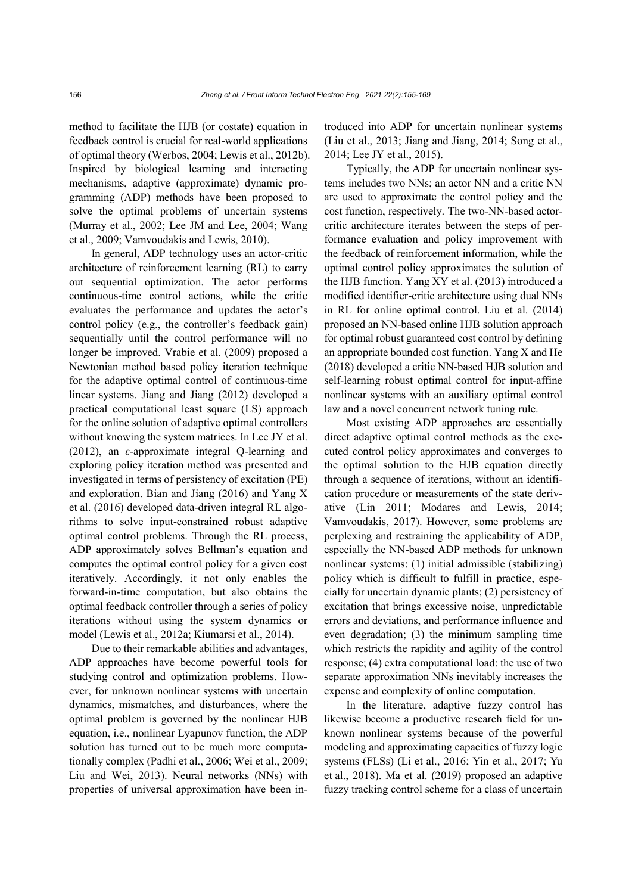method to facilitate the HJB (or costate) equation in feedback control is crucial for real-world applications of optimal theory (Werbos, 2004; Lewis et al., 2012b). Inspired by biological learning and interacting mechanisms, adaptive (approximate) dynamic programming (ADP) methods have been proposed to solve the optimal problems of uncertain systems (Murray et al., 2002; Lee JM and Lee, 2004; Wang et al., 2009; Vamvoudakis and Lewis, 2010).

In general, ADP technology uses an actor-critic architecture of reinforcement learning (RL) to carry out sequential optimization. The actor performs continuous-time control actions, while the critic evaluates the performance and updates the actor's control policy (e.g., the controller's feedback gain) sequentially until the control performance will no longer be improved. Vrabie et al. (2009) proposed a Newtonian method based policy iteration technique for the adaptive optimal control of continuous-time linear systems. Jiang and Jiang (2012) developed a practical computational least square (LS) approach for the online solution of adaptive optimal controllers without knowing the system matrices. In Lee JY et al. (2012), an $\varepsilon$-approximate integral Q-learning and exploring policy iteration method was presented and investigated in terms of persistency of excitation (PE) and exploration. Bian and Jiang (2016) and Yang X et al. (2016) developed data-driven integral RL algorithms to solve input-constrained robust adaptive optimal control problems. Through the RL process, ADP approximately solves Bellman's equation and computes the optimal control policy for a given cost iteratively. Accordingly, it not only enables the forward-in-time computation, but also obtains the optimal feedback controller through a series of policy iterations without using the system dynamics or model (Lewis et al., 2012a; Kiumarsi et al., 2014).

Due to their remarkable abilities and advantages, ADP approaches have become powerful tools for studying control and optimization problems. However, for unknown nonlinear systems with uncertain dynamics, mismatches, and disturbances, where the optimal problem is governed by the nonlinear HJB equation, i.e., nonlinear Lyapunov function, the ADP solution has turned out to be much more computationally complex (Padhi et al., 2006; Wei et al., 2009; Liu and Wei, 2013). Neural networks (NNs) with properties of universal approximation have been introduced into ADP for uncertain nonlinear systems (Liu et al., 2013; Jiang and Jiang, 2014; Song et al., 2014; Lee JY et al., 2015).

Typically, the ADP for uncertain nonlinear systems includes two NNs; an actor NN and a critic NN are used to approximate the control policy and the cost function, respectively. The two-NN-based actor-critic architecture iterates between the steps of performance evaluation and policy improvement with the feedback of reinforcement information, while the optimal control policy approximates the solution of the HJB function. Yang XY et al. (2013) introduced a modified identifier-critic architecture using dual NNs in RL for online optimal control. Liu et al. (2014) proposed an NN-based online HJB solution approach for optimal robust guaranteed cost control by defining an appropriate bounded cost function. Yang X and He (2018) developed a critic NN-based HJB solution and self-learning robust optimal control for input-affine nonlinear systems with an auxiliary optimal control law and a novel concurrent network tuning rule.

Most existing ADP approaches are essentially direct adaptive optimal control methods as the executed control policy approximates and converges to the optimal solution to the HJB equation directly through a sequence of iterations, without an identification procedure or measurements of the state derivative (Lin 2011; Modares and Lewis, 2014; Vamvoudakis, 2017). However, some problems are perplexing and restraining the applicability of ADP, especially the NN-based ADP methods for unknown nonlinear systems: (1) initial admissible (stabilizing) policy which is difficult to fulfill in practice, especially for uncertain dynamic plants; (2) persistency of excitation that brings excessive noise, unpredictable errors and deviations, and performance influence and even degradation; (3) the minimum sampling time which restricts the rapidity and agility of the control response; (4) extra computational load: the use of two separate approximation NNs inevitably increases the expense and complexity of online computation.

In the literature, adaptive fuzzy control has likewise become a productive research field for unknown nonlinear systems because of the powerful modeling and approximating capacities of fuzzy logic systems (FLSs) (Li et al., 2016; Yin et al., 2017; Yu et al., 2018). Ma et al. (2019) proposed an adaptive fuzzy tracking control scheme for a class of uncertain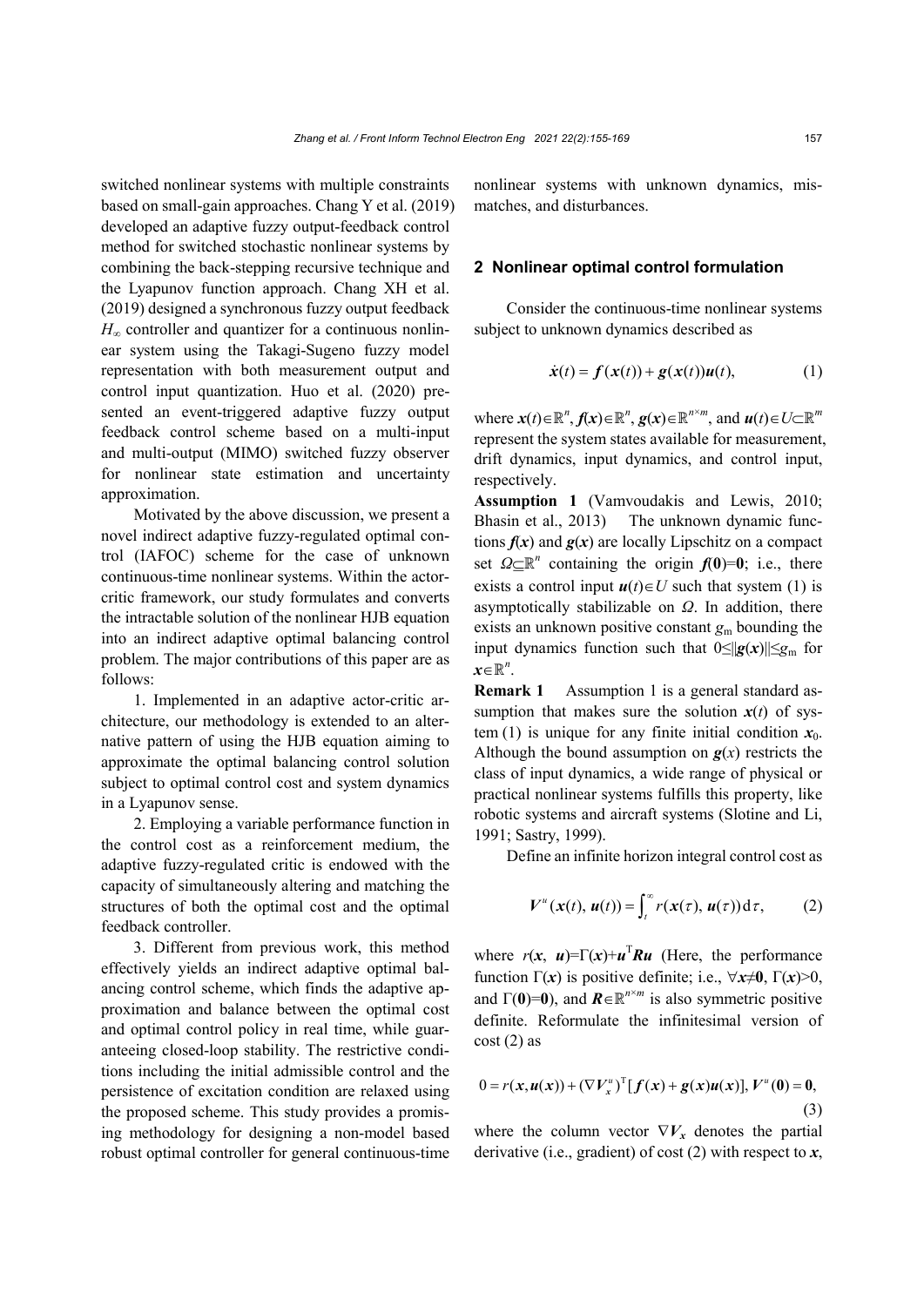switched nonlinear systems with multiple constraints based on small-gain approaches. Chang Y et al. (2019) developed an adaptive fuzzy output-feedback control method for switched stochastic nonlinear systems by combining the back-stepping recursive technique and the Lyapunov function approach. Chang XH et al. (2019) designed a synchronous fuzzy output feedback $H_\infty$ controller and quantizer for a continuous nonlinear system using the Takagi-Sugeno fuzzy model representation with both measurement output and control input quantization. Huo et al. (2020) presented an event-triggered adaptive fuzzy output feedback control scheme based on a multi-input and multi-output (MIMO) switched fuzzy observer for nonlinear state estimation and uncertainty approximation.

Motivated by the above discussion, we present a novel indirect adaptive fuzzy-regulated optimal control (IAFOC) scheme for the case of unknown continuous-time nonlinear systems. Within the actor-critic framework, our study formulates and converts the intractable solution of the nonlinear HJB equation into an indirect adaptive optimal balancing control problem. The major contributions of this paper are as follows:

1. Implemented in an adaptive actor-critic architecture, our methodology is extended to an alternative pattern of using the HJB equation aiming to approximate the optimal balancing control solution subject to optimal control cost and system dynamics in a Lyapunov sense.

2. Employing a variable performance function in the control cost as a reinforcement medium, the adaptive fuzzy-regulated critic is endowed with the capacity of simultaneously altering and matching the structures of both the optimal cost and the optimal feedback controller.

3. Different from previous work, this method effectively yields an indirect adaptive optimal balancing control scheme, which finds the adaptive approximation and balance between the optimal cost and optimal control policy in real time, while guaranteeing closed-loop stability. The restrictive conditions including the initial admissible control and the persistence of excitation condition are relaxed using the proposed scheme. This study provides a promising methodology for designing a non-model based robust optimal controller for general continuous-time nonlinear systems with unknown dynamics, mismatches, and disturbances.

## 2 Nonlinear optimal control formulation

Consider the continuous-time nonlinear systems subject to unknown dynamics described as

$$\dot{\boldsymbol{x}}(t) = \boldsymbol{f}(\boldsymbol{x}(t)) + \boldsymbol{g}(\boldsymbol{x}(t))\boldsymbol{u}(t), \tag{1}$$

where $\boldsymbol{x}(t)\in\mathbb{R}^n$, $\boldsymbol{f}(\boldsymbol{x})\in\mathbb{R}^n$, $\boldsymbol{g}(\boldsymbol{x})\in\mathbb{R}^{n\times m}$, and $\boldsymbol{u}(t)\in U\subset\mathbb{R}^m$ represent the system states available for measurement, drift dynamics, input dynamics, and control input, respectively.

**Assumption 1** (Vamvoudakis and Lewis, 2010; Bhasin et al., 2013) The unknown dynamic functions $\boldsymbol{f}(\boldsymbol{x})$ and $\boldsymbol{g}(\boldsymbol{x})$ are locally Lipschitz on a compact set $\Omega\subseteq\mathbb{R}^n$ containing the origin $\boldsymbol{f}(\boldsymbol{0})=\boldsymbol{0}$; i.e., there exists a control input $\boldsymbol{u}(t)\in U$ such that system (1) is asymptotically stabilizable on $\Omega$. In addition, there exists an unknown positive constant $g_{\rm m}$ bounding the input dynamics function such that $0\leq\|\boldsymbol{g}(\boldsymbol{x})\|\leq g_{\rm m}$ for $\boldsymbol{x}\in\mathbb{R}^n$.

**Remark 1** Assumption 1 is a general standard assumption that makes sure the solution $\boldsymbol{x}(t)$ of system (1) is unique for any finite initial condition $\boldsymbol{x}_0$. Although the bound assumption on $\boldsymbol{g}(x)$ restricts the class of input dynamics, a wide range of physical or practical nonlinear systems fulfills this property, like robotic systems and aircraft systems (Slotine and Li, 1991; Sastry, 1999).

Define an infinite horizon integral control cost as

$$\boldsymbol{V}^u(\boldsymbol{x}(t), \boldsymbol{u}(t)) = \int_t^\infty r(\boldsymbol{x}(\tau), \boldsymbol{u}(\tau))\,\mathrm{d}\tau, \tag{2}$$

where $r(\boldsymbol{x}, \boldsymbol{u})=\Gamma(\boldsymbol{x})+\boldsymbol{u}^{\mathrm T}\boldsymbol{R}\boldsymbol{u}$ (Here, the performance function $\Gamma(\boldsymbol{x})$ is positive definite; i.e., $\forall\boldsymbol{x}\neq\boldsymbol{0}$, $\Gamma(\boldsymbol{x})>0$, and $\Gamma(\boldsymbol{0})=\boldsymbol{0}$), and $\boldsymbol{R}\in\mathbb{R}^{n\times m}$ is also symmetric positive definite. Reformulate the infinitesimal version of cost (2) as

$$0 = r(\boldsymbol{x}, \boldsymbol{u}(\boldsymbol{x})) + (\nabla\boldsymbol{V}_x^u)^{\mathrm T}[\boldsymbol{f}(\boldsymbol{x}) + \boldsymbol{g}(\boldsymbol{x})\boldsymbol{u}(\boldsymbol{x})],\ \boldsymbol{V}^u(\boldsymbol{0}) = \boldsymbol{0}, \tag{3}$$

where the column vector $\nabla\boldsymbol{V}_x$ denotes the partial derivative (i.e., gradient) of cost (2) with respect to $\boldsymbol{x}$,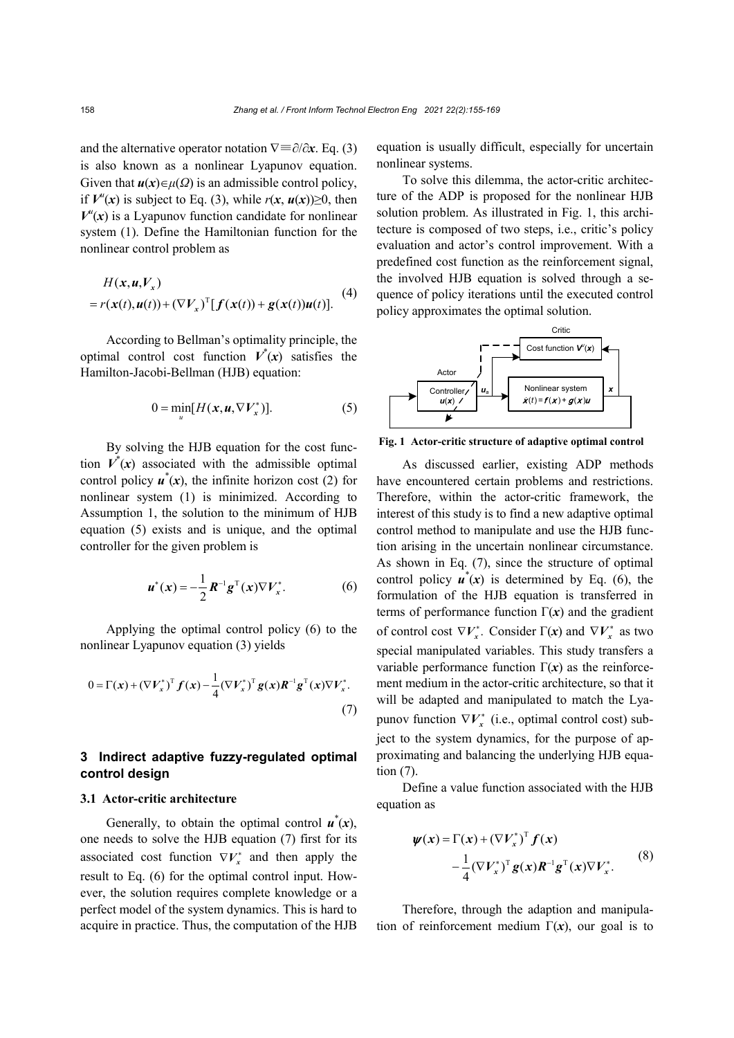and the alternative operator notation $\nabla\equiv\partial/\partial\boldsymbol{x}$. Eq. (3) is also known as a nonlinear Lyapunov equation. Given that $\boldsymbol{u}(\boldsymbol{x})\in\mu(\Omega)$ is an admissible control policy, if $\boldsymbol{V}^u(\boldsymbol{x})$ is subject to Eq. (3), while $r(\boldsymbol{x}, \boldsymbol{u}(\boldsymbol{x}))\geq 0$, then $\boldsymbol{V}^u(\boldsymbol{x})$ is a Lyapunov function candidate for nonlinear system (1). Define the Hamiltonian function for the nonlinear control problem as

$$
\begin{aligned}
&H(\boldsymbol{x},\boldsymbol{u},\boldsymbol{V}_x) \\
&= r(\boldsymbol{x}(t),\boldsymbol{u}(t)) + (\nabla\boldsymbol{V}_x)^{\mathrm{T}}[\boldsymbol{f}(\boldsymbol{x}(t)) + \boldsymbol{g}(\boldsymbol{x}(t))\boldsymbol{u}(t)].
\end{aligned}
\tag{4}
$$

According to Bellman's optimality principle, the optimal control cost function $\boldsymbol{V}^*(\boldsymbol{x})$ satisfies the Hamilton-Jacobi-Bellman (HJB) equation:

$$
0 = \min_u [H(\boldsymbol{x},\boldsymbol{u},\nabla\boldsymbol{V}_x^*)]. \tag{5}
$$

By solving the HJB equation for the cost function $\boldsymbol{V}^*(\boldsymbol{x})$ associated with the admissible optimal control policy $\boldsymbol{u}^*(\boldsymbol{x})$, the infinite horizon cost (2) for nonlinear system (1) is minimized. According to Assumption 1, the solution to the minimum of HJB equation (5) exists and is unique, and the optimal controller for the given problem is

$$
\boldsymbol{u}^*(\boldsymbol{x}) = -\frac{1}{2}\boldsymbol{R}^{-1}\boldsymbol{g}^{\mathrm{T}}(\boldsymbol{x})\nabla\boldsymbol{V}_x^*. \tag{6}
$$

Applying the optimal control policy (6) to the nonlinear Lyapunov equation (3) yields

$$
0 = \Gamma(\boldsymbol{x}) + (\nabla\boldsymbol{V}_x^*)^{\mathrm{T}}\boldsymbol{f}(\boldsymbol{x}) - \frac{1}{4}(\nabla\boldsymbol{V}_x^*)^{\mathrm{T}}\boldsymbol{g}(\boldsymbol{x})\boldsymbol{R}^{-1}\boldsymbol{g}^{\mathrm{T}}(\boldsymbol{x})\nabla\boldsymbol{V}_x^*. \tag{7}
$$

## 3 Indirect adaptive fuzzy-regulated optimal control design

### 3.1 Actor-critic architecture

Generally, to obtain the optimal control $\boldsymbol{u}^*(\boldsymbol{x})$, one needs to solve the HJB equation (7) first for its associated cost function $\nabla\boldsymbol{V}_x^*$ and then apply the result to Eq. (6) for the optimal control input. However, the solution requires complete knowledge or a perfect model of the system dynamics. This is hard to acquire in practice. Thus, the computation of the HJB equation is usually difficult, especially for uncertain nonlinear systems.

To solve this dilemma, the actor-critic architecture of the ADP is proposed for the nonlinear HJB solution problem. As illustrated in Fig. 1, this architecture is composed of two steps, i.e., critic's policy evaluation and actor's control improvement. With a predefined cost function as the reinforcement signal, the involved HJB equation is solved through a sequence of policy iterations until the executed control policy approximates the optimal solution.

**Fig. 1 Actor-critic structure of adaptive optimal control**

As discussed earlier, existing ADP methods have encountered certain problems and restrictions. Therefore, within the actor-critic framework, the interest of this study is to find a new adaptive optimal control method to manipulate and use the HJB function arising in the uncertain nonlinear circumstance. As shown in Eq. (7), since the structure of optimal control policy $\boldsymbol{u}^*(\boldsymbol{x})$ is determined by Eq. (6), the formulation of the HJB equation is transferred in terms of performance function $\Gamma(\boldsymbol{x})$ and the gradient of control cost $\nabla\boldsymbol{V}_x^*$. Consider $\Gamma(\boldsymbol{x})$ and $\nabla\boldsymbol{V}_x^*$ as two special manipulated variables. This study transfers a variable performance function $\Gamma(\boldsymbol{x})$ as the reinforcement medium in the actor-critic architecture, so that it will be adapted and manipulated to match the Lyapunov function $\nabla\boldsymbol{V}_x^*$ (i.e., optimal control cost) subject to the system dynamics, for the purpose of approximating and balancing the underlying HJB equation (7).

Define a value function associated with the HJB equation as

$$
\begin{aligned}
\boldsymbol{\psi}(\boldsymbol{x}) &= \Gamma(\boldsymbol{x}) + (\nabla\boldsymbol{V}_x^*)^{\mathrm{T}}\boldsymbol{f}(\boldsymbol{x}) \\
&\quad - \frac{1}{4}(\nabla\boldsymbol{V}_x^*)^{\mathrm{T}}\boldsymbol{g}(\boldsymbol{x})\boldsymbol{R}^{-1}\boldsymbol{g}^{\mathrm{T}}(\boldsymbol{x})\nabla\boldsymbol{V}_x^*.
\end{aligned}
\tag{8}
$$

Therefore, through the adaption and manipulation of reinforcement medium $\Gamma(\boldsymbol{x})$, our goal is to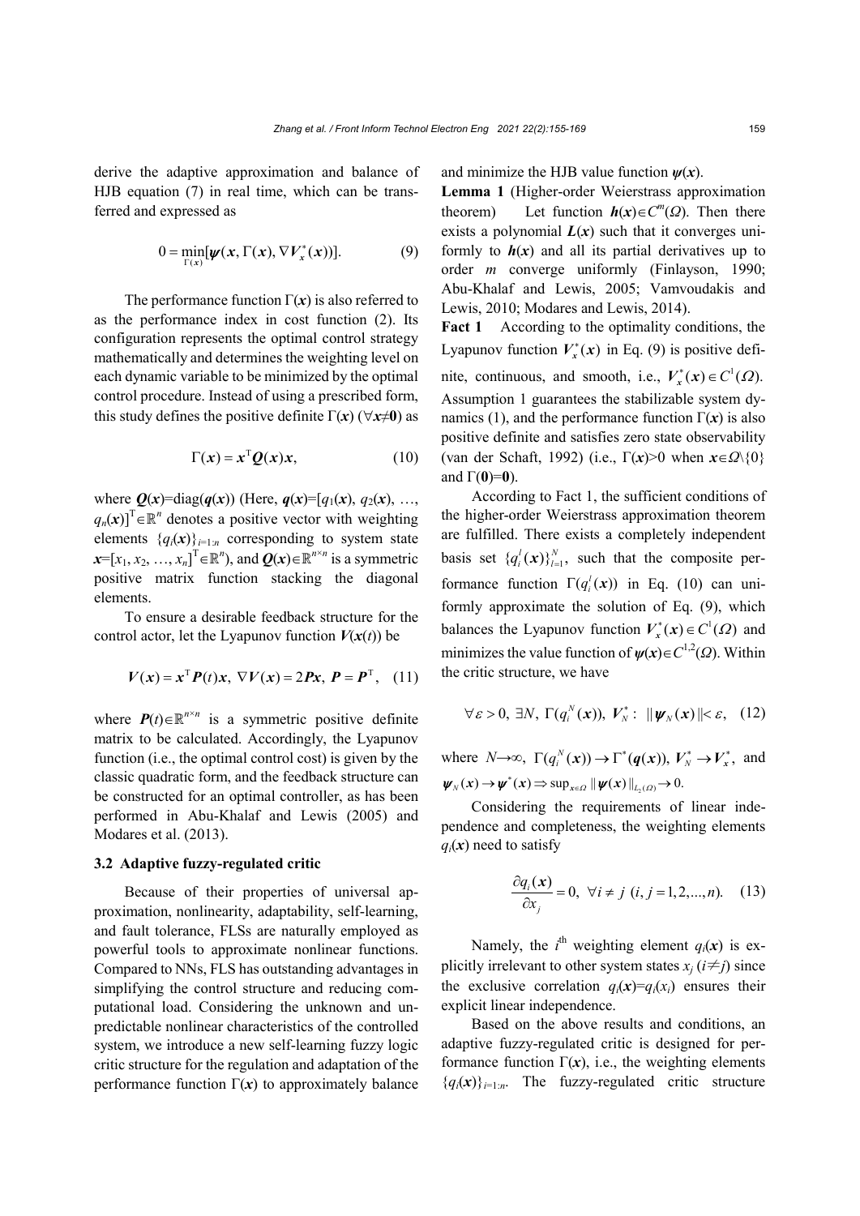derive the adaptive approximation and balance of HJB equation (7) in real time, which can be transferred and expressed as

$$0 = \min_{\Gamma(\boldsymbol{x})} [\boldsymbol{\psi}(\boldsymbol{x}, \Gamma(\boldsymbol{x}), \nabla \boldsymbol{V}_{\boldsymbol{x}}^{*}(\boldsymbol{x}))]. \tag{9}$$

The performance function $\Gamma(\boldsymbol{x})$ is also referred to as the performance index in cost function (2). Its configuration represents the optimal control strategy mathematically and determines the weighting level on each dynamic variable to be minimized by the optimal control procedure. Instead of using a prescribed form, this study defines the positive definite $\Gamma(\boldsymbol{x})$ ($\forall \boldsymbol{x} \neq \boldsymbol{0}$) as

$$\Gamma(\boldsymbol{x}) = \boldsymbol{x}^{\mathrm{T}} \boldsymbol{Q}(\boldsymbol{x}) \boldsymbol{x}, \tag{10}$$

where $\boldsymbol{Q}(\boldsymbol{x})=\mathrm{diag}(\boldsymbol{q}(\boldsymbol{x}))$ (Here, $\boldsymbol{q}(\boldsymbol{x})=[q_1(\boldsymbol{x}), q_2(\boldsymbol{x}), \ldots, q_n(\boldsymbol{x})]^{\mathrm{T}} \in \mathbb{R}^n$ denotes a positive vector with weighting elements $\{q_i(\boldsymbol{x})\}_{i=1:n}$ corresponding to system state $\boldsymbol{x}=[x_1, x_2, \ldots, x_n]^{\mathrm{T}} \in \mathbb{R}^n$), and $\boldsymbol{Q}(\boldsymbol{x}) \in \mathbb{R}^{n \times n}$ is a symmetric positive matrix function stacking the diagonal elements.

To ensure a desirable feedback structure for the control actor, let the Lyapunov function $\boldsymbol{V}(\boldsymbol{x}(t))$ be

$$\boldsymbol{V}(\boldsymbol{x}) = \boldsymbol{x}^{\mathrm{T}} \boldsymbol{P}(t) \boldsymbol{x},\ \nabla \boldsymbol{V}(\boldsymbol{x}) = 2\boldsymbol{P}\boldsymbol{x},\ \boldsymbol{P} = \boldsymbol{P}^{\mathrm{T}}, \tag{11}$$

where $\boldsymbol{P}(t) \in \mathbb{R}^{n \times n}$ is a symmetric positive definite matrix to be calculated. Accordingly, the Lyapunov function (i.e., the optimal control cost) is given by the classic quadratic form, and the feedback structure can be constructed for an optimal controller, as has been performed in Abu-Khalaf and Lewis (2005) and Modares et al. (2013).

### 3.2 Adaptive fuzzy-regulated critic

Because of their properties of universal approximation, nonlinearity, adaptability, self-learning, and fault tolerance, FLSs are naturally employed as powerful tools to approximate nonlinear functions. Compared to NNs, FLS has outstanding advantages in simplifying the control structure and reducing computational load. Considering the unknown and unpredictable nonlinear characteristics of the controlled system, we introduce a new self-learning fuzzy logic critic structure for the regulation and adaptation of the performance function $\Gamma(\boldsymbol{x})$ to approximately balance and minimize the HJB value function $\boldsymbol{\psi}(\boldsymbol{x})$.

**Lemma 1** (Higher-order Weierstrass approximation theorem) Let function $\boldsymbol{h}(\boldsymbol{x}) \in C^m(\Omega)$. Then there exists a polynomial $\boldsymbol{L}(\boldsymbol{x})$ such that it converges uniformly to $\boldsymbol{h}(\boldsymbol{x})$ and all its partial derivatives up to order $m$ converge uniformly (Finlayson, 1990; Abu-Khalaf and Lewis, 2005; Vamvoudakis and Lewis, 2010; Modares and Lewis, 2014).

**Fact 1** According to the optimality conditions, the Lyapunov function $\boldsymbol{V}_{\boldsymbol{x}}^{*}(\boldsymbol{x})$ in Eq. (9) is positive definite, continuous, and smooth, i.e., $\boldsymbol{V}_{\boldsymbol{x}}^{*}(\boldsymbol{x}) \in C^1(\Omega)$. Assumption 1 guarantees the stabilizable system dynamics (1), and the performance function $\Gamma(\boldsymbol{x})$ is also positive definite and satisfies zero state observability (van der Schaft, 1992) (i.e., $\Gamma(\boldsymbol{x})>0$ when $\boldsymbol{x} \in \Omega \backslash \{0\}$ and $\Gamma(\boldsymbol{0})=\boldsymbol{0}$).

According to Fact 1, the sufficient conditions of the higher-order Weierstrass approximation theorem are fulfilled. There exists a completely independent basis set $\{q_i^l(\boldsymbol{x})\}_{l=1}^{N}$, such that the composite performance function $\Gamma(q_i^l(\boldsymbol{x}))$ in Eq. (10) can uniformly approximate the solution of Eq. (9), which balances the Lyapunov function $\boldsymbol{V}_{\boldsymbol{x}}^{*}(\boldsymbol{x}) \in C^1(\Omega)$ and minimizes the value function of $\boldsymbol{\psi}(\boldsymbol{x}) \in C^{1,2}(\Omega)$. Within the critic structure, we have

$$\forall \varepsilon > 0,\ \exists N,\ \Gamma(q_i^N(\boldsymbol{x})),\ \boldsymbol{V}_N^{*}:\ \|\boldsymbol{\psi}_N(\boldsymbol{x})\| < \varepsilon, \tag{12}$$

where $N \rightarrow \infty$, $\Gamma(q_i^N(\boldsymbol{x})) \rightarrow \Gamma^{*}(\boldsymbol{q}(\boldsymbol{x}))$, $\boldsymbol{V}_N^{*} \rightarrow \boldsymbol{V}_{\boldsymbol{x}}^{*}$, and $\boldsymbol{\psi}_N(\boldsymbol{x}) \rightarrow \boldsymbol{\psi}^{*}(\boldsymbol{x}) \Rightarrow \sup_{\boldsymbol{x} \in \Omega} \|\boldsymbol{\psi}(\boldsymbol{x})\|_{L_2(\Omega)} \rightarrow 0$.

Considering the requirements of linear independence and completeness, the weighting elements $q_i(\boldsymbol{x})$ need to satisfy

$$\frac{\partial q_i(\boldsymbol{x})}{\partial x_j} = 0,\ \forall i \neq j\ (i, j = 1, 2, \ldots, n). \tag{13}$$

Namely, the $i^{\text{th}}$ weighting element $q_i(\boldsymbol{x})$ is explicitly irrelevant to other system states $x_j$ ($i \neq j$) since the exclusive correlation $q_i(\boldsymbol{x})=q_i(x_i)$ ensures their explicit linear independence.

Based on the above results and conditions, an adaptive fuzzy-regulated critic is designed for performance function $\Gamma(\boldsymbol{x})$, i.e., the weighting elements $\{q_i(\boldsymbol{x})\}_{i=1:n}$. The fuzzy-regulated critic structure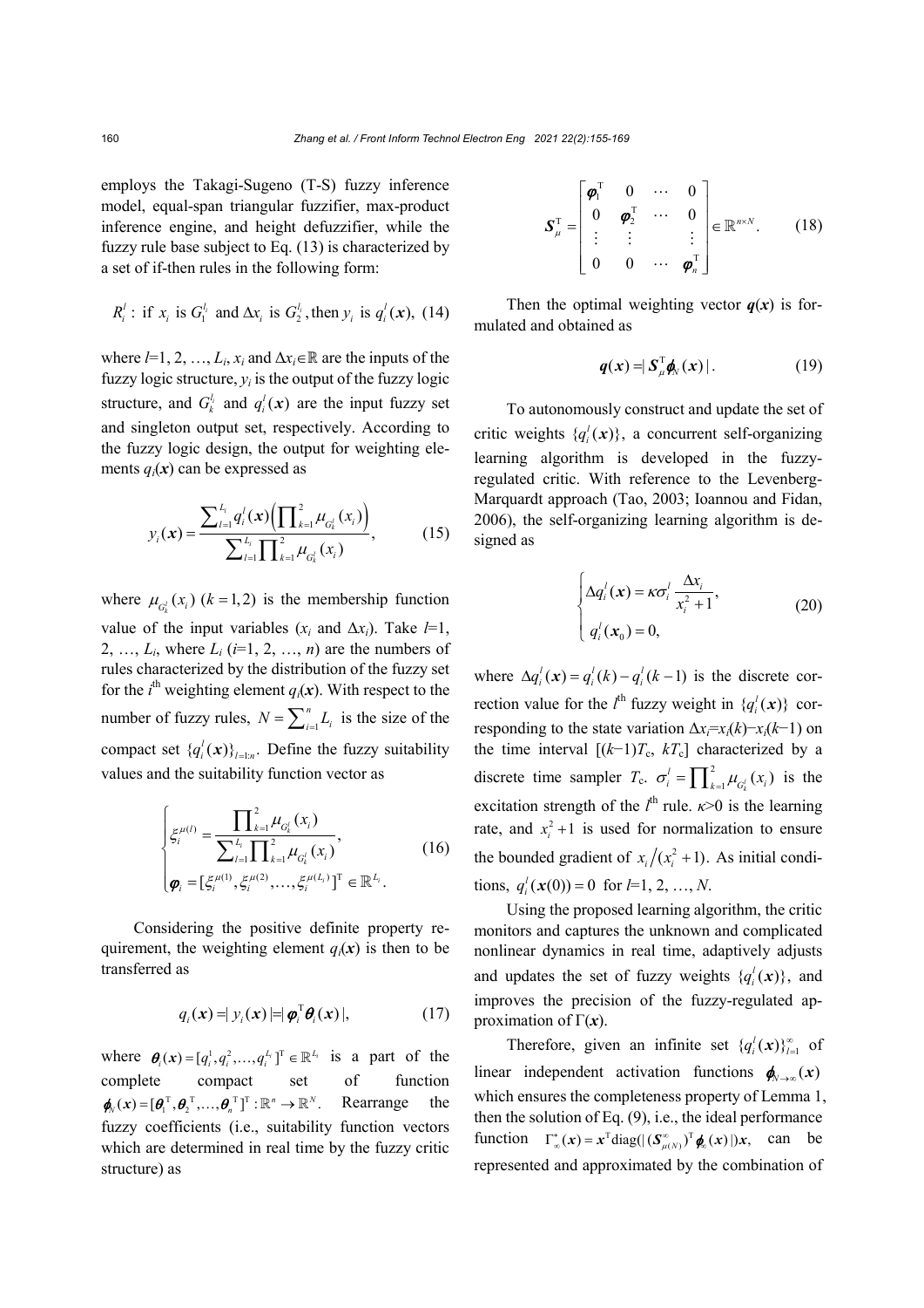employs the Takagi-Sugeno (T-S) fuzzy inference model, equal-span triangular fuzzifier, max-product inference engine, and height defuzzifier, while the fuzzy rule base subject to Eq. (13) is characterized by a set of if-then rules in the following form:

$$R_i^l: \text{ if } x_i \text{ is } G_1^{l_i} \text{ and } \Delta x_i \text{ is } G_2^{l_i}, \text{then } y_i \text{ is } q_i^l(\boldsymbol{x}), \quad (14)$$

where $l$=1, 2, …, $L_i$, $x_i$ and $\Delta x_i \in \mathbb{R}$ are the inputs of the fuzzy logic structure, $y_i$ is the output of the fuzzy logic structure, and $G_k^{l_i}$ and $q_i^l(\boldsymbol{x})$ are the input fuzzy set and singleton output set, respectively. According to the fuzzy logic design, the output for weighting elements $q_i(\boldsymbol{x})$ can be expressed as

$$y_i(\boldsymbol{x}) = \frac{\sum_{l=1}^{L_i} q_i^l(\boldsymbol{x})\left(\prod_{k=1}^{2}\mu_{G_k^l}(x_i)\right)}{\sum_{l=1}^{L_i}\prod_{k=1}^{2}\mu_{G_k^l}(x_i)}, \quad (15)$$

where $\mu_{G_k^l}(x_i)$ $(k=1,2)$ is the membership function value of the input variables ($x_i$ and $\Delta x_i$). Take $l$=1, 2, …, $L_i$, where $L_i$ ($i$=1, 2, …, $n$) are the numbers of rules characterized by the distribution of the fuzzy set for the $i^{\text{th}}$ weighting element $q_i(\boldsymbol{x})$. With respect to the number of fuzzy rules, $N=\sum_{i=1}^{n} L_i$ is the size of the compact set $\{q_i^l(\boldsymbol{x})\}_{l=1:n}$. Define the fuzzy suitability values and the suitability function vector as

$$\begin{cases} \xi_i^{\mu(l)} = \dfrac{\prod_{k=1}^{2}\mu_{G_k^l}(x_i)}{\sum_{l=1}^{L_i}\prod_{k=1}^{2}\mu_{G_k^l}(x_i)}, \\ \boldsymbol{\varphi}_i = [\xi_i^{\mu(1)}, \xi_i^{\mu(2)}, \ldots, \xi_i^{\mu(L_i)}]^{\mathrm{T}} \in \mathbb{R}^{L_i}. \end{cases} \quad (16)$$

Considering the positive definite property requirement, the weighting element $q_i(\boldsymbol{x})$ is then to be transferred as

$$q_i(\boldsymbol{x}) = |y_i(\boldsymbol{x})| = |\boldsymbol{\varphi}_i^{\mathrm{T}}\boldsymbol{\theta}_i(\boldsymbol{x})|, \quad (17)$$

where $\boldsymbol{\theta}_i(\boldsymbol{x}) = [q_i^1, q_i^2, \ldots, q_i^{L_i}]^{\mathrm{T}} \in \mathbb{R}^{L_i}$ is a part of the complete compact set of function $\boldsymbol{\phi}_N(\boldsymbol{x}) = [\boldsymbol{\theta}_1^{\mathrm{T}}, \boldsymbol{\theta}_2^{\mathrm{T}}, \ldots, \boldsymbol{\theta}_n^{\mathrm{T}}]^{\mathrm{T}} : \mathbb{R}^n \rightarrow \mathbb{R}^N$. Rearrange the fuzzy coefficients (i.e., suitability function vectors which are determined in real time by the fuzzy critic structure) as

$$\boldsymbol{S}_\mu^{\mathrm{T}} = \begin{bmatrix} \boldsymbol{\varphi}_1^{\mathrm{T}} & 0 & \cdots & 0 \\ 0 & \boldsymbol{\varphi}_2^{\mathrm{T}} & \cdots & 0 \\ \vdots & \vdots & & \vdots \\ 0 & 0 & \cdots & \boldsymbol{\varphi}_n^{\mathrm{T}} \end{bmatrix} \in \mathbb{R}^{n \times N}. \quad (18)$$

Then the optimal weighting vector $\boldsymbol{q}(\boldsymbol{x})$ is formulated and obtained as

$$\boldsymbol{q}(\boldsymbol{x}) = |\boldsymbol{S}_\mu^{\mathrm{T}}\boldsymbol{\phi}_N(\boldsymbol{x})|. \quad (19)$$

To autonomously construct and update the set of critic weights $\{q_i^l(\boldsymbol{x})\}$, a concurrent self-organizing learning algorithm is developed in the fuzzy-regulated critic. With reference to the Levenberg-Marquardt approach (Tao, 2003; Ioannou and Fidan, 2006), the self-organizing learning algorithm is designed as

$$\begin{cases} \Delta q_i^l(\boldsymbol{x}) = \kappa\sigma_i^l \dfrac{\Delta x_i}{x_i^2+1}, \\ q_i^l(\boldsymbol{x}_0) = 0, \end{cases} \quad (20)$$

where $\Delta q_i^l(\boldsymbol{x}) = q_i^l(k) - q_i^l(k-1)$ is the discrete correction value for the $l^{\text{th}}$ fuzzy weight in $\{q_i^l(\boldsymbol{x})\}$ corresponding to the state variation $\Delta x_i = x_i(k) - x_i(k-1)$ on the time interval $[(k-1)T_\mathrm{c}, kT_\mathrm{c}]$ characterized by a discrete time sampler $T_\mathrm{c}$. $\sigma_i^l = \prod_{k=1}^{2}\mu_{G_k^l}(x_i)$ is the excitation strength of the $l^{\text{th}}$ rule. $\kappa>0$ is the learning rate, and $x_i^2+1$ is used for normalization to ensure the bounded gradient of $x_i/(x_i^2+1)$. As initial conditions, $q_i^l(\boldsymbol{x}(0))=0$ for $l$=1, 2, …, $N$.

Using the proposed learning algorithm, the critic monitors and captures the unknown and complicated nonlinear dynamics in real time, adaptively adjusts and updates the set of fuzzy weights $\{q_i^l(\boldsymbol{x})\}$, and improves the precision of the fuzzy-regulated approximation of $\Gamma(\boldsymbol{x})$.

Therefore, given an infinite set $\{q_i^l(\boldsymbol{x})\}_{l=1}^{\infty}$ of linear independent activation functions $\boldsymbol{\phi}_{N\to\infty}(\boldsymbol{x})$ which ensures the completeness property of Lemma 1, then the solution of Eq. (9), i.e., the ideal performance function $\Gamma_\infty^*(\boldsymbol{x}) = \boldsymbol{x}^{\mathrm{T}}\mathrm{diag}(|(\boldsymbol{S}_{\mu(N)}^{\infty})^{\mathrm{T}}\boldsymbol{\phi}_\infty(\boldsymbol{x})|)\boldsymbol{x}$, can be represented and approximated by the combination of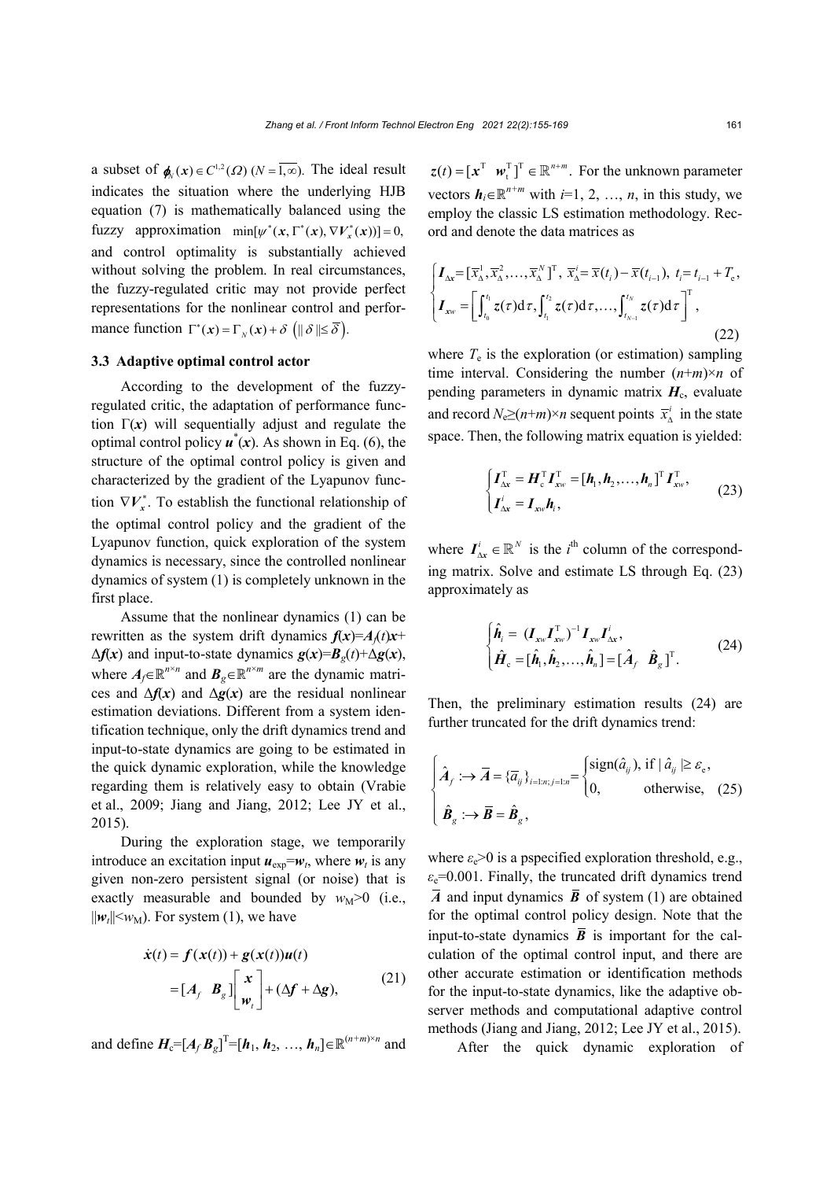a subset of $\boldsymbol{\phi}_N(\boldsymbol{x}) \in C^{1,2}(\Omega)$ $(N=\overline{1,\infty})$. The ideal result indicates the situation where the underlying HJB equation (7) is mathematically balanced using the fuzzy approximation $\min[\psi^*(\boldsymbol{x}, \Gamma^*(\boldsymbol{x}), \nabla \boldsymbol{V}_x^*(\boldsymbol{x}))]=0$, and control optimality is substantially achieved without solving the problem. In real circumstances, the fuzzy-regulated critic may not provide perfect representations for the nonlinear control and performance function $\Gamma^*(\boldsymbol{x}) = \Gamma_N(\boldsymbol{x}) + \delta$ $(\|\delta\| \le \overline{\delta})$.

### 3.3 Adaptive optimal control actor

According to the development of the fuzzy-regulated critic, the adaptation of performance function $\Gamma(\boldsymbol{x})$ will sequentially adjust and regulate the optimal control policy $\boldsymbol{u}^*(\boldsymbol{x})$. As shown in Eq. (6), the structure of the optimal control policy is given and characterized by the gradient of the Lyapunov function $\nabla \boldsymbol{V}_x^*$. To establish the functional relationship of the optimal control policy and the gradient of the Lyapunov function, quick exploration of the system dynamics is necessary, since the controlled nonlinear dynamics of system (1) is completely unknown in the first place.

Assume that the nonlinear dynamics (1) can be rewritten as the system drift dynamics $\boldsymbol{f}(\boldsymbol{x}) = \boldsymbol{A}_f(t)\boldsymbol{x} + \Delta \boldsymbol{f}(\boldsymbol{x})$ and input-to-state dynamics $\boldsymbol{g}(\boldsymbol{x}) = \boldsymbol{B}_g(t) + \Delta \boldsymbol{g}(\boldsymbol{x})$, where $\boldsymbol{A}_f \in \mathbb{R}^{n\times n}$ and $\boldsymbol{B}_g \in \mathbb{R}^{n\times m}$ are the dynamic matrices and $\Delta \boldsymbol{f}(\boldsymbol{x})$ and $\Delta \boldsymbol{g}(\boldsymbol{x})$ are the residual nonlinear estimation deviations. Different from a system identification technique, only the drift dynamics trend and input-to-state dynamics are going to be estimated in the quick dynamic exploration, while the knowledge regarding them is relatively easy to obtain (Vrabie et al., 2009; Jiang and Jiang, 2012; Lee JY et al., 2015).

During the exploration stage, we temporarily introduce an excitation input $\boldsymbol{u}_{\exp} = \boldsymbol{w}_t$, where $\boldsymbol{w}_t$ is any given non-zero persistent signal (or noise) that is exactly measurable and bounded by $w_{\mathrm{M}} > 0$ (i.e., $\|\boldsymbol{w}_t\| < w_{\mathrm{M}}$). For system (1), we have

$$
\begin{aligned}
\dot{\boldsymbol{x}}(t) &= \boldsymbol{f}(\boldsymbol{x}(t)) + \boldsymbol{g}(\boldsymbol{x}(t))\boldsymbol{u}(t) \\
&= [\boldsymbol{A}_f \ \ \boldsymbol{B}_g] \begin{bmatrix} \boldsymbol{x} \\ \boldsymbol{w}_t \end{bmatrix} + (\Delta \boldsymbol{f} + \Delta \boldsymbol{g}),
\end{aligned} \tag{21}
$$

and define $\boldsymbol{H}_{\mathrm{c}} = [\boldsymbol{A}_f \ \boldsymbol{B}_g]^{\mathrm{T}} = [\boldsymbol{h}_1, \boldsymbol{h}_2, \ldots, \boldsymbol{h}_n] \in \mathbb{R}^{(n+m)\times n}$ and $\boldsymbol{z}(t) = [\boldsymbol{x}^{\mathrm{T}} \ \ \boldsymbol{w}_t^{\mathrm{T}}]^{\mathrm{T}} \in \mathbb{R}^{n+m}$. For the unknown parameter vectors $\boldsymbol{h}_i \in \mathbb{R}^{n+m}$ with $i=1, 2, \ldots, n$, in this study, we employ the classic LS estimation methodology. Record and denote the data matrices as

$$
\begin{cases}
\boldsymbol{I}_{\Delta x} = [\overline{x}_{\Delta}^1, \overline{x}_{\Delta}^2, \ldots, \overline{x}_{\Delta}^N]^{\mathrm{T}},\ \overline{x}_{\Delta}^i = \overline{x}(t_i) - \overline{x}(t_{i-1}),\ t_i = t_{i-1} + T_{\mathrm{e}}, \\
\boldsymbol{I}_{xw} = \left[ \int_{t_0}^{t_1} \boldsymbol{z}(\tau)\mathrm{d}\tau, \int_{t_1}^{t_2} \boldsymbol{z}(\tau)\mathrm{d}\tau, \ldots, \int_{t_{N-1}}^{t_N} \boldsymbol{z}(\tau)\mathrm{d}\tau \right]^{\mathrm{T}},
\end{cases} \tag{22}
$$

where $T_{\mathrm{e}}$ is the exploration (or estimation) sampling time interval. Considering the number $(n+m)\times n$ of pending parameters in dynamic matrix $\boldsymbol{H}_{\mathrm{c}}$, evaluate and record $N_{\mathrm{e}} \ge (n+m)\times n$ sequent points $\overline{x}_{\Delta}^i$ in the state space. Then, the following matrix equation is yielded:

$$
\begin{cases}
\boldsymbol{I}_{\Delta x}^{\mathrm{T}} = \boldsymbol{H}_{\mathrm{c}}^{\mathrm{T}} \boldsymbol{I}_{xw}^{\mathrm{T}} = [\boldsymbol{h}_1, \boldsymbol{h}_2, \ldots, \boldsymbol{h}_n]^{\mathrm{T}} \boldsymbol{I}_{xw}^{\mathrm{T}}, \\
\boldsymbol{I}_{\Delta x}^i = \boldsymbol{I}_{xw} \boldsymbol{h}_i,
\end{cases} \tag{23}
$$

where $\boldsymbol{I}_{\Delta x}^i \in \mathbb{R}^N$ is the $i^{\text{th}}$ column of the corresponding matrix. Solve and estimate LS through Eq. (23) approximately as

$$
\begin{cases}
\hat{\boldsymbol{h}}_i = (\boldsymbol{I}_{xw} \boldsymbol{I}_{xw}^{\mathrm{T}})^{-1} \boldsymbol{I}_{xw} \boldsymbol{I}_{\Delta x}^i, \\
\hat{\boldsymbol{H}}_{\mathrm{c}} = [\hat{\boldsymbol{h}}_1, \hat{\boldsymbol{h}}_2, \ldots, \hat{\boldsymbol{h}}_n] = [\hat{\boldsymbol{A}}_f \ \ \hat{\boldsymbol{B}}_g]^{\mathrm{T}}.
\end{cases} \tag{24}
$$

Then, the preliminary estimation results (24) are further truncated for the drift dynamics trend:

$$
\begin{cases}
\hat{\boldsymbol{A}}_f :\rightarrow \overline{\boldsymbol{A}} = \{\overline{a}_{ij}\}_{i=1:n;\, j=1:n} = \begin{cases} \operatorname{sign}(\hat{a}_{ij}), & \text{if } |\hat{a}_{ij}| \ge \varepsilon_{\mathrm{e}}, \\ 0, & \text{otherwise}, \end{cases} \\
\hat{\boldsymbol{B}}_g :\rightarrow \overline{\boldsymbol{B}} = \hat{\boldsymbol{B}}_g,
\end{cases} \tag{25}
$$

where $\varepsilon_{\mathrm{e}} > 0$ is a pspecified exploration threshold, e.g., $\varepsilon_{\mathrm{e}} = 0.001$. Finally, the truncated drift dynamics trend $\overline{\boldsymbol{A}}$ and input dynamics $\overline{\boldsymbol{B}}$ of system (1) are obtained for the optimal control policy design. Note that the input-to-state dynamics $\overline{\boldsymbol{B}}$ is important for the calculation of the optimal control input, and there are other accurate estimation or identification methods for the input-to-state dynamics, like the adaptive observer methods and computational adaptive control methods (Jiang and Jiang, 2012; Lee JY et al., 2015).

After the quick dynamic exploration of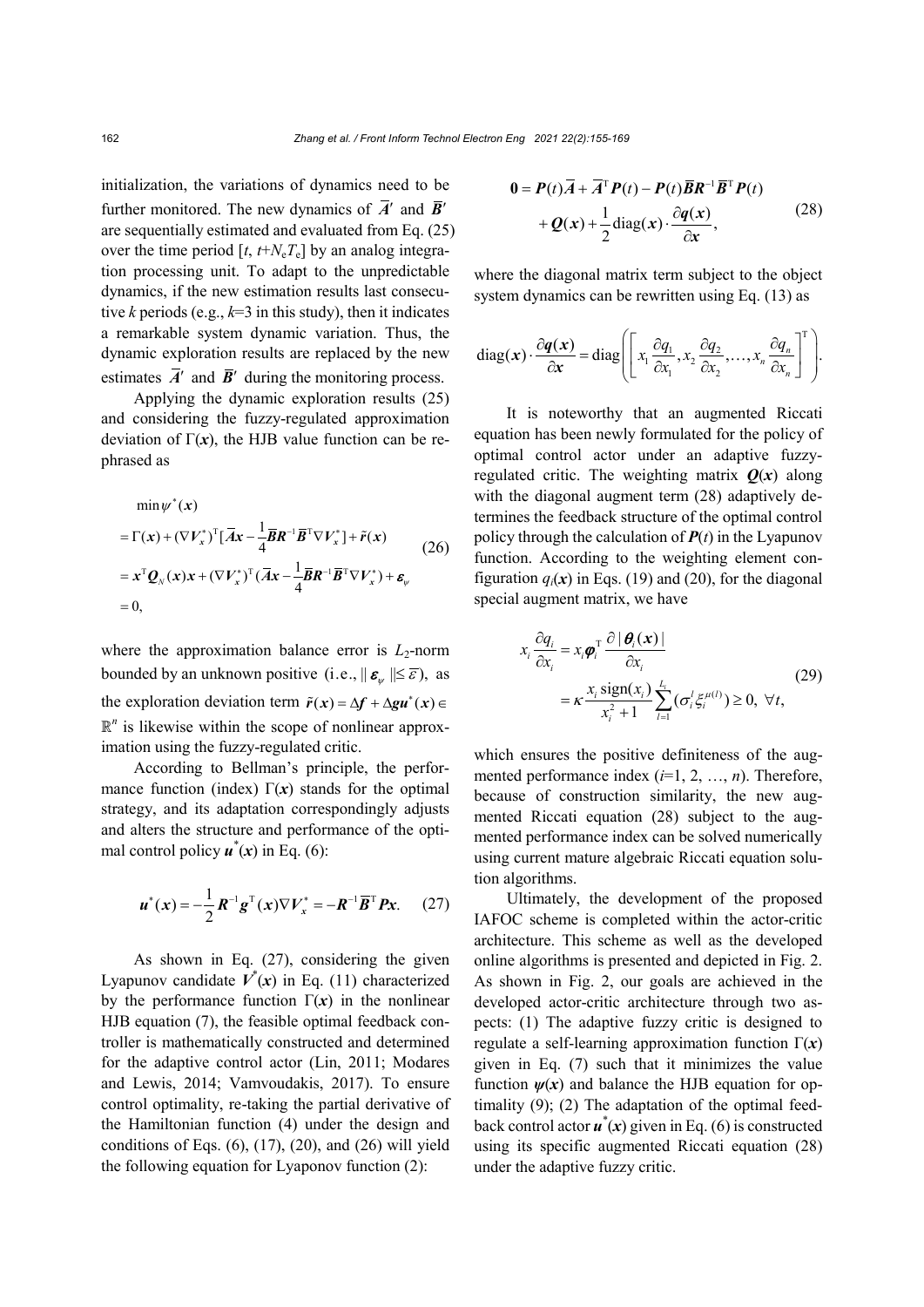initialization, the variations of dynamics need to be further monitored. The new dynamics of $\overline{\boldsymbol{A}}'$ and $\overline{\boldsymbol{B}}'$ are sequentially estimated and evaluated from Eq. (25) over the time period $[t, t+N_{\mathrm{e}}T_{\mathrm{e}}]$ by an analog integration processing unit. To adapt to the unpredictable dynamics, if the new estimation results last consecutive $k$ periods (e.g., $k$=3 in this study), then it indicates a remarkable system dynamic variation. Thus, the dynamic exploration results are replaced by the new estimates $\overline{\boldsymbol{A}}'$ and $\overline{\boldsymbol{B}}'$ during the monitoring process.

Applying the dynamic exploration results (25) and considering the fuzzy-regulated approximation deviation of $\Gamma(\boldsymbol{x})$, the HJB value function can be rephrased as

$$
\begin{aligned}
&\min \psi^*(\boldsymbol{x}) \\
&= \Gamma(\boldsymbol{x}) + (\nabla \boldsymbol{V}_x^*)^{\mathrm{T}}[\overline{\boldsymbol{A}}\boldsymbol{x} - \frac{1}{4}\overline{\boldsymbol{B}}\boldsymbol{R}^{-1}\overline{\boldsymbol{B}}^{\mathrm{T}}\nabla \boldsymbol{V}_x^*] + \tilde{\boldsymbol{r}}(\boldsymbol{x}) \\
&= \boldsymbol{x}^{\mathrm{T}}\boldsymbol{Q}_N(\boldsymbol{x})\boldsymbol{x} + (\nabla \boldsymbol{V}_x^*)^{\mathrm{T}}(\overline{\boldsymbol{A}}\boldsymbol{x} - \frac{1}{4}\overline{\boldsymbol{B}}\boldsymbol{R}^{-1}\overline{\boldsymbol{B}}^{\mathrm{T}}\nabla \boldsymbol{V}_x^*) + \boldsymbol{\varepsilon}_\psi \\
&= 0,
\end{aligned} \tag{26}
$$

where the approximation balance error is $L_2$-norm bounded by an unknown positive (i.e., $\|\boldsymbol{\varepsilon}_\psi\| \le \overline{\varepsilon}$), as the exploration deviation term $\tilde{\boldsymbol{r}}(\boldsymbol{x}) = \Delta \boldsymbol{f} + \Delta \boldsymbol{g}\boldsymbol{u}^*(\boldsymbol{x}) \in \mathbb{R}^n$ is likewise within the scope of nonlinear approximation using the fuzzy-regulated critic.

According to Bellman's principle, the performance function (index) $\Gamma(\boldsymbol{x})$ stands for the optimal strategy, and its adaptation correspondingly adjusts and alters the structure and performance of the optimal control policy $\boldsymbol{u}^*(\boldsymbol{x})$ in Eq. (6):

$$
\boldsymbol{u}^*(\boldsymbol{x}) = -\frac{1}{2}\boldsymbol{R}^{-1}\boldsymbol{g}^{\mathrm{T}}(\boldsymbol{x})\nabla \boldsymbol{V}_x^* = -\boldsymbol{R}^{-1}\overline{\boldsymbol{B}}^{\mathrm{T}}\boldsymbol{P}\boldsymbol{x}. \tag{27}
$$

As shown in Eq. (27), considering the given Lyapunov candidate $\boldsymbol{V}^*(\boldsymbol{x})$ in Eq. (11) characterized by the performance function $\Gamma(\boldsymbol{x})$ in the nonlinear HJB equation (7), the feasible optimal feedback controller is mathematically constructed and determined for the adaptive control actor (Lin, 2011; Modares and Lewis, 2014; Vamvoudakis, 2017). To ensure control optimality, re-taking the partial derivative of the Hamiltonian function (4) under the design and conditions of Eqs. (6), (17), (20), and (26) will yield the following equation for Lyaponov function (2):

$$
\begin{aligned}
\boldsymbol{0} = &\boldsymbol{P}(t)\overline{\boldsymbol{A}} + \overline{\boldsymbol{A}}^{\mathrm{T}}\boldsymbol{P}(t) - \boldsymbol{P}(t)\overline{\boldsymbol{B}}\boldsymbol{R}^{-1}\overline{\boldsymbol{B}}^{\mathrm{T}}\boldsymbol{P}(t) \\
&+ \boldsymbol{Q}(\boldsymbol{x}) + \frac{1}{2}\mathrm{diag}(\boldsymbol{x}) \cdot \frac{\partial \boldsymbol{q}(\boldsymbol{x})}{\partial \boldsymbol{x}},
\end{aligned} \tag{28}
$$

where the diagonal matrix term subject to the object system dynamics can be rewritten using Eq. (13) as

$$
\mathrm{diag}(\boldsymbol{x}) \cdot \frac{\partial \boldsymbol{q}(\boldsymbol{x})}{\partial \boldsymbol{x}} = \mathrm{diag}\left(\left[x_1\frac{\partial q_1}{\partial x_1}, x_2\frac{\partial q_2}{\partial x_2}, \ldots, x_n\frac{\partial q_n}{\partial x_n}\right]^{\mathrm{T}}\right).
$$

It is noteworthy that an augmented Riccati equation has been newly formulated for the policy of optimal control actor under an adaptive fuzzy-regulated critic. The weighting matrix $\boldsymbol{Q}(\boldsymbol{x})$ along with the diagonal augment term (28) adaptively determines the feedback structure of the optimal control policy through the calculation of $\boldsymbol{P}(t)$ in the Lyapunov function. According to the weighting element configuration $q_i(\boldsymbol{x})$ in Eqs. (19) and (20), for the diagonal special augment matrix, we have

$$
\begin{aligned}
x_i\frac{\partial q_i}{\partial x_i} &= x_i\boldsymbol{\varphi}_i^{\mathrm{T}}\frac{\partial |\boldsymbol{\theta}_i(\boldsymbol{x})|}{\partial x_i} \\
&= \kappa\frac{x_i\,\mathrm{sign}(x_i)}{x_i^2+1}\sum_{l=1}^{L_i}(\sigma_i^l\xi_i^{\mu(l)}) \ge 0,\ \forall t,
\end{aligned} \tag{29}
$$

which ensures the positive definiteness of the augmented performance index ($i$=1, 2, …, $n$). Therefore, because of construction similarity, the new augmented Riccati equation (28) subject to the augmented performance index can be solved numerically using current mature algebraic Riccati equation solution algorithms.

Ultimately, the development of the proposed IAFOC scheme is completed within the actor-critic architecture. This scheme as well as the developed online algorithms is presented and depicted in Fig. 2. As shown in Fig. 2, our goals are achieved in the developed actor-critic architecture through two aspects: (1) The adaptive fuzzy critic is designed to regulate a self-learning approximation function $\Gamma(\boldsymbol{x})$ given in Eq. (7) such that it minimizes the value function $\boldsymbol{\psi}(\boldsymbol{x})$ and balance the HJB equation for optimality (9); (2) The adaptation of the optimal feedback control actor $\boldsymbol{u}^*(\boldsymbol{x})$ given in Eq. (6) is constructed using its specific augmented Riccati equation (28) under the adaptive fuzzy critic.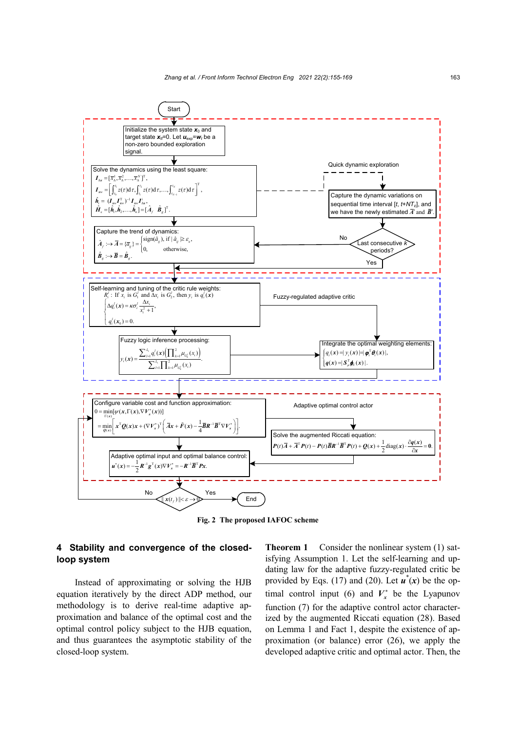Fig. 2 The proposed IAFOC scheme

## 4 Stability and convergence of the closed-loop system

Instead of approximating or solving the HJB equation iteratively by the direct ADP method, our methodology is to derive real-time adaptive approximation and balance of the optimal cost and the optimal control policy subject to the HJB equation, and thus guarantees the asymptotic stability of the closed-loop system.

**Theorem 1** Consider the nonlinear system (1) satisfying Assumption 1. Let the self-learning and updating law for the adaptive fuzzy-regulated critic be provided by Eqs. (17) and (20). Let $\boldsymbol{u}^*(\boldsymbol{x})$ be the optimal control input (6) and $\boldsymbol{V}_x^*$ be the Lyapunov function (7) for the adaptive control actor characterized by the augmented Riccati equation (28). Based on Lemma 1 and Fact 1, despite the existence of approximation (or balance) error (26), we apply the developed adaptive critic and optimal actor. Then, the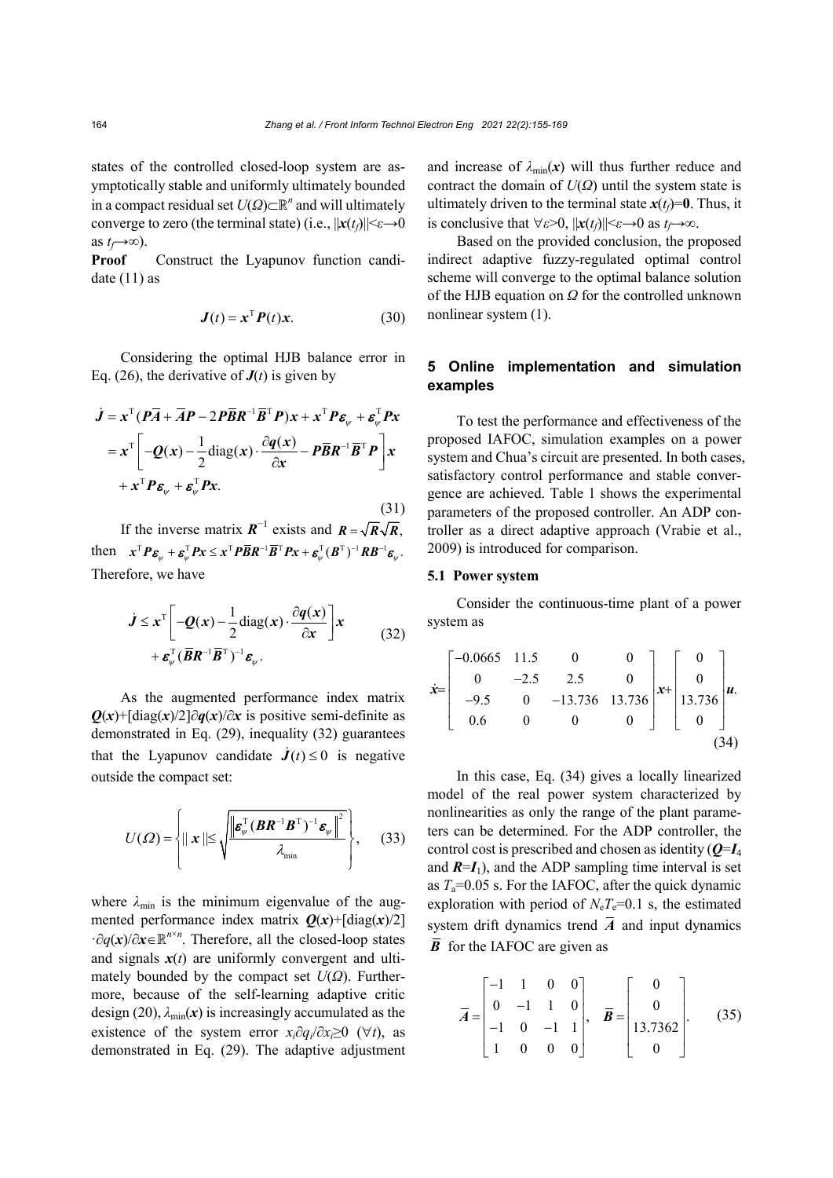states of the controlled closed-loop system are asymptotically stable and uniformly ultimately bounded in a compact residual set $U(\Omega)\subset\mathbb{R}^n$ and will ultimately converge to zero (the terminal state) (i.e., $\|\boldsymbol{x}(t_f)\|<\varepsilon\to 0$ as $t_f\to\infty$).

**Proof** Construct the Lyapunov function candidate (11) as

$$\boldsymbol{J}(t)=\boldsymbol{x}^{\mathrm{T}}\boldsymbol{P}(t)\boldsymbol{x}. \tag{30}$$

Considering the optimal HJB balance error in Eq. (26), the derivative of $\boldsymbol{J}(t)$ is given by

$$\begin{aligned}\dot{\boldsymbol{J}}&=\boldsymbol{x}^{\mathrm{T}}(\boldsymbol{P}\overline{\boldsymbol{A}}+\overline{\boldsymbol{A}}\boldsymbol{P}-2\boldsymbol{P}\overline{\boldsymbol{B}}\boldsymbol{R}^{-1}\overline{\boldsymbol{B}}^{\mathrm{T}}\boldsymbol{P})\boldsymbol{x}+\boldsymbol{x}^{\mathrm{T}}\boldsymbol{P}\boldsymbol{\varepsilon}_{\psi}+\boldsymbol{\varepsilon}_{\psi}^{\mathrm{T}}\boldsymbol{P}\boldsymbol{x}\\&=\boldsymbol{x}^{\mathrm{T}}\left[-\boldsymbol{Q}(\boldsymbol{x})-\frac{1}{2}\mathrm{diag}(\boldsymbol{x})\cdot\frac{\partial\boldsymbol{q}(\boldsymbol{x})}{\partial\boldsymbol{x}}-\boldsymbol{P}\overline{\boldsymbol{B}}\boldsymbol{R}^{-1}\overline{\boldsymbol{B}}^{\mathrm{T}}\boldsymbol{P}\right]\boldsymbol{x}\\&\quad+\boldsymbol{x}^{\mathrm{T}}\boldsymbol{P}\boldsymbol{\varepsilon}_{\psi}+\boldsymbol{\varepsilon}_{\psi}^{\mathrm{T}}\boldsymbol{P}\boldsymbol{x}.\end{aligned} \tag{31}$$

If the inverse matrix $\boldsymbol{R}^{-1}$ exists and $\boldsymbol{R}=\sqrt{\boldsymbol{R}}\sqrt{\boldsymbol{R}}$, then $\boldsymbol{x}^{\mathrm{T}}\boldsymbol{P}\boldsymbol{\varepsilon}_{\psi}+\boldsymbol{\varepsilon}_{\psi}^{\mathrm{T}}\boldsymbol{P}\boldsymbol{x}\le\boldsymbol{x}^{\mathrm{T}}\boldsymbol{P}\overline{\boldsymbol{B}}\boldsymbol{R}^{-1}\overline{\boldsymbol{B}}^{\mathrm{T}}\boldsymbol{P}\boldsymbol{x}+\boldsymbol{\varepsilon}_{\psi}^{\mathrm{T}}(\boldsymbol{B}^{\mathrm{T}})^{-1}\boldsymbol{R}\boldsymbol{B}^{-1}\boldsymbol{\varepsilon}_{\psi}$. Therefore, we have

$$\begin{aligned}\dot{\boldsymbol{J}}&\le\boldsymbol{x}^{\mathrm{T}}\left[-\boldsymbol{Q}(\boldsymbol{x})-\frac{1}{2}\mathrm{diag}(\boldsymbol{x})\cdot\frac{\partial\boldsymbol{q}(\boldsymbol{x})}{\partial\boldsymbol{x}}\right]\boldsymbol{x}\\&\quad+\boldsymbol{\varepsilon}_{\psi}^{\mathrm{T}}(\overline{\boldsymbol{B}}\boldsymbol{R}^{-1}\overline{\boldsymbol{B}}^{\mathrm{T}})^{-1}\boldsymbol{\varepsilon}_{\psi}.\end{aligned} \tag{32}$$

As the augmented performance index matrix $\boldsymbol{Q}(\boldsymbol{x})+[\mathrm{diag}(\boldsymbol{x})/2]\partial\boldsymbol{q}(\boldsymbol{x})/\partial\boldsymbol{x}$ is positive semi-definite as demonstrated in Eq. (29), inequality (32) guarantees that the Lyapunov candidate $\dot{\boldsymbol{J}}(t)\le 0$ is negative outside the compact set:

$$U(\Omega)=\left\{\|\boldsymbol{x}\|\le\sqrt{\frac{\left\|\boldsymbol{\varepsilon}_{\psi}^{\mathrm{T}}(\boldsymbol{B}\boldsymbol{R}^{-1}\boldsymbol{B}^{\mathrm{T}})^{-1}\boldsymbol{\varepsilon}_{\psi}\right\|^2}{\lambda_{\min}}}\right\}, \tag{33}$$

where $\lambda_{\min}$ is the minimum eigenvalue of the augmented performance index matrix $\boldsymbol{Q}(\boldsymbol{x})+[\mathrm{diag}(\boldsymbol{x})/2]\cdot\partial\boldsymbol{q}(\boldsymbol{x})/\partial\boldsymbol{x}\in\mathbb{R}^{n\times n}$. Therefore, all the closed-loop states and signals $\boldsymbol{x}(t)$ are uniformly convergent and ultimately bounded by the compact set $U(\Omega)$. Furthermore, because of the self-learning adaptive critic design (20), $\lambda_{\min}(\boldsymbol{x})$ is increasingly accumulated as the existence of the system error $x_i\partial q_i/\partial x_i\ge 0$ $(\forall t)$, as demonstrated in Eq. (29). The adaptive adjustment and increase of $\lambda_{\min}(\boldsymbol{x})$ will thus further reduce and contract the domain of $U(\Omega)$ until the system state is ultimately driven to the terminal state $\boldsymbol{x}(t_f)=\boldsymbol{0}$. Thus, it is conclusive that $\forall\varepsilon>0$, $\|\boldsymbol{x}(t_f)\|<\varepsilon\to 0$ as $t_f\to\infty$.

Based on the provided conclusion, the proposed indirect adaptive fuzzy-regulated optimal control scheme will converge to the optimal balance solution of the HJB equation on $\Omega$ for the controlled unknown nonlinear system (1).

## 5 Online implementation and simulation examples

To test the performance and effectiveness of the proposed IAFOC, simulation examples on a power system and Chua's circuit are presented. In both cases, satisfactory control performance and stable convergence are achieved. Table 1 shows the experimental parameters of the proposed controller. An ADP controller as a direct adaptive approach (Vrabie et al., 2009) is introduced for comparison.

### 5.1 Power system

Consider the continuous-time plant of a power system as

$$\dot{\boldsymbol{x}}=\begin{bmatrix}-0.0665 & 11.5 & 0 & 0\\ 0 & -2.5 & 2.5 & 0\\ -9.5 & 0 & -13.736 & 13.736\\ 0.6 & 0 & 0 & 0\end{bmatrix}\boldsymbol{x}+\begin{bmatrix}0\\0\\13.736\\0\end{bmatrix}\boldsymbol{u}. \tag{34}$$

In this case, Eq. (34) gives a locally linearized model of the real power system characterized by nonlinearities as only the range of the plant parameters can be determined. For the ADP controller, the control cost is prescribed and chosen as identity ($\boldsymbol{Q}=\boldsymbol{I}_4$ and $\boldsymbol{R}=\boldsymbol{I}_1$), and the ADP sampling time interval is set as $T_{\mathrm{a}}=0.05$ s. For the IAFOC, after the quick dynamic exploration with period of $N_{\mathrm{e}}T_{\mathrm{e}}=0.1$ s, the estimated system drift dynamics trend $\overline{\boldsymbol{A}}$ and input dynamics $\overline{\boldsymbol{B}}$ for the IAFOC are given as

$$\overline{\boldsymbol{A}}=\begin{bmatrix}-1 & 1 & 0 & 0\\ 0 & -1 & 1 & 0\\ -1 & 0 & -1 & 1\\ 1 & 0 & 0 & 0\end{bmatrix},\quad \overline{\boldsymbol{B}}=\begin{bmatrix}0\\0\\13.7362\\0\end{bmatrix}. \tag{35}$$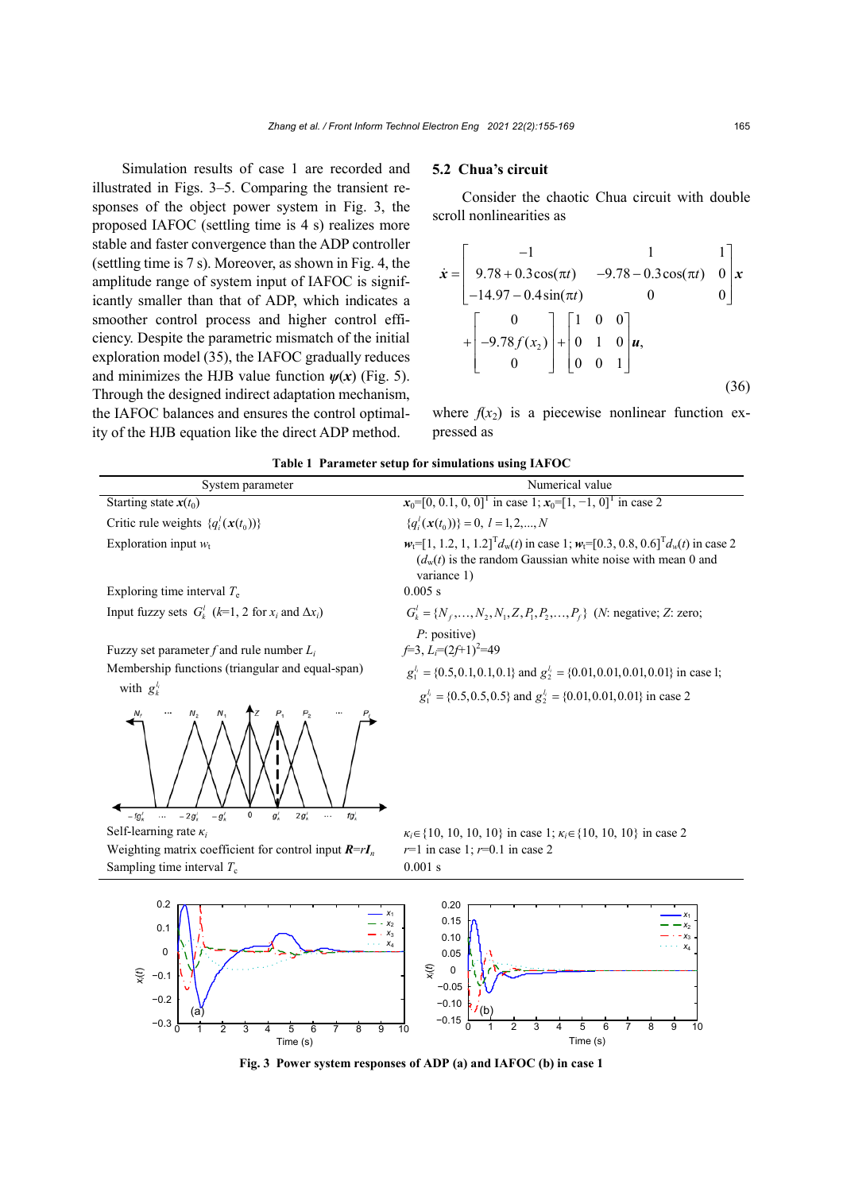Simulation results of case 1 are recorded and illustrated in Figs. 3–5. Comparing the transient responses of the object power system in Fig. 3, the proposed IAFOC (settling time is 4 s) realizes more stable and faster convergence than the ADP controller (settling time is 7 s). Moreover, as shown in Fig. 4, the amplitude range of system input of IAFOC is significantly smaller than that of ADP, which indicates a smoother control process and higher control efficiency. Despite the parametric mismatch of the initial exploration model (35), the IAFOC gradually reduces and minimizes the HJB value function $\psi(\boldsymbol{x})$ (Fig. 5). Through the designed indirect adaptation mechanism, the IAFOC balances and ensures the control optimality of the HJB equation like the direct ADP method.

## 5.2 Chua's circuit

Consider the chaotic Chua circuit with double scroll nonlinearities as

$$\dot{\boldsymbol{x}} = \begin{bmatrix} -1 & 1 & 1 \\ 9.78+0.3\cos(\pi t) & -9.78-0.3\cos(\pi t) & 0 \\ -14.97-0.4\sin(\pi t) & 0 & 0 \end{bmatrix}\boldsymbol{x} + \begin{bmatrix} 0 \\ -9.78 f(x_2) \\ 0 \end{bmatrix} + \begin{bmatrix} 1 & 0 & 0 \\ 0 & 1 & 0 \\ 0 & 0 & 1 \end{bmatrix}\boldsymbol{u}, \tag{36}$$

where $f(x_2)$ is a piecewise nonlinear function expressed as

**Table 1 Parameter setup for simulations using IAFOC**

| System parameter | Numerical value |
|---|---|
| Starting state $\boldsymbol{x}(t_0)$ | $\boldsymbol{x}_0=[0, 0.1, 0, 0]^{\mathrm{T}}$ in case 1; $\boldsymbol{x}_0=[1, -1, 0]^{\mathrm{T}}$ in case 2 |
| Critic rule weights $\{q_i^l(\boldsymbol{x}(t_0))\}$ | $\{q_i^l(\boldsymbol{x}(t_0))\}=0,\ l=1,2,\ldots,N$ |
| Exploration input $w_t$ | $\boldsymbol{w}_t=[1, 1.2, 1, 1.2]^{\mathrm{T}}d_{\mathrm{w}}(t)$ in case 1; $\boldsymbol{w}_t=[0.3, 0.8, 0.6]^{\mathrm{T}}d_{\mathrm{w}}(t)$ in case 2 ($d_{\mathrm{w}}(t)$ is the random Gaussian white noise with mean 0 and variance 1) |
| Exploring time interval $T_{\mathrm{e}}$ | 0.005 s |
| Input fuzzy sets $G_k^l$ ($k$=1, 2 for $x_i$ and $\Delta x_i$) | $G_k^l=\{N_f,\ldots,N_2,N_1,Z,P_1,P_2,\ldots,P_f\}$ ($N$: negative; $Z$: zero; $P$: positive) |
| Fuzzy set parameter $f$ and rule number $L_i$ | $f$=3, $L_i=(2f+1)^2=49$ |
| Membership functions (triangular and equal-span) with $g_k^{l_i}$ | $g_1^{l_i}=\{0.5,0.1,0.1,0.1\}$ and $g_2^{l_i}=\{0.01,0.01,0.01,0.01\}$ in case 1; $g_1^{l_i}=\{0.5,0.5,0.5\}$ and $g_2^{l_i}=\{0.01,0.01,0.01\}$ in case 2 |
| Self-learning rate $\kappa_i$ | $\kappa_i\in\{10, 10, 10, 10\}$ in case 1; $\kappa_i\in\{10, 10, 10\}$ in case 2 |
| Weighting matrix coefficient for control input $\boldsymbol{R}=r\boldsymbol{I}_n$ | $r$=1 in case 1; $r$=0.1 in case 2 |
| Sampling time interval $T_{\mathrm{c}}$ | 0.001 s |

Fig. 3 Power system responses of ADP (a) and IAFOC (b) in case 1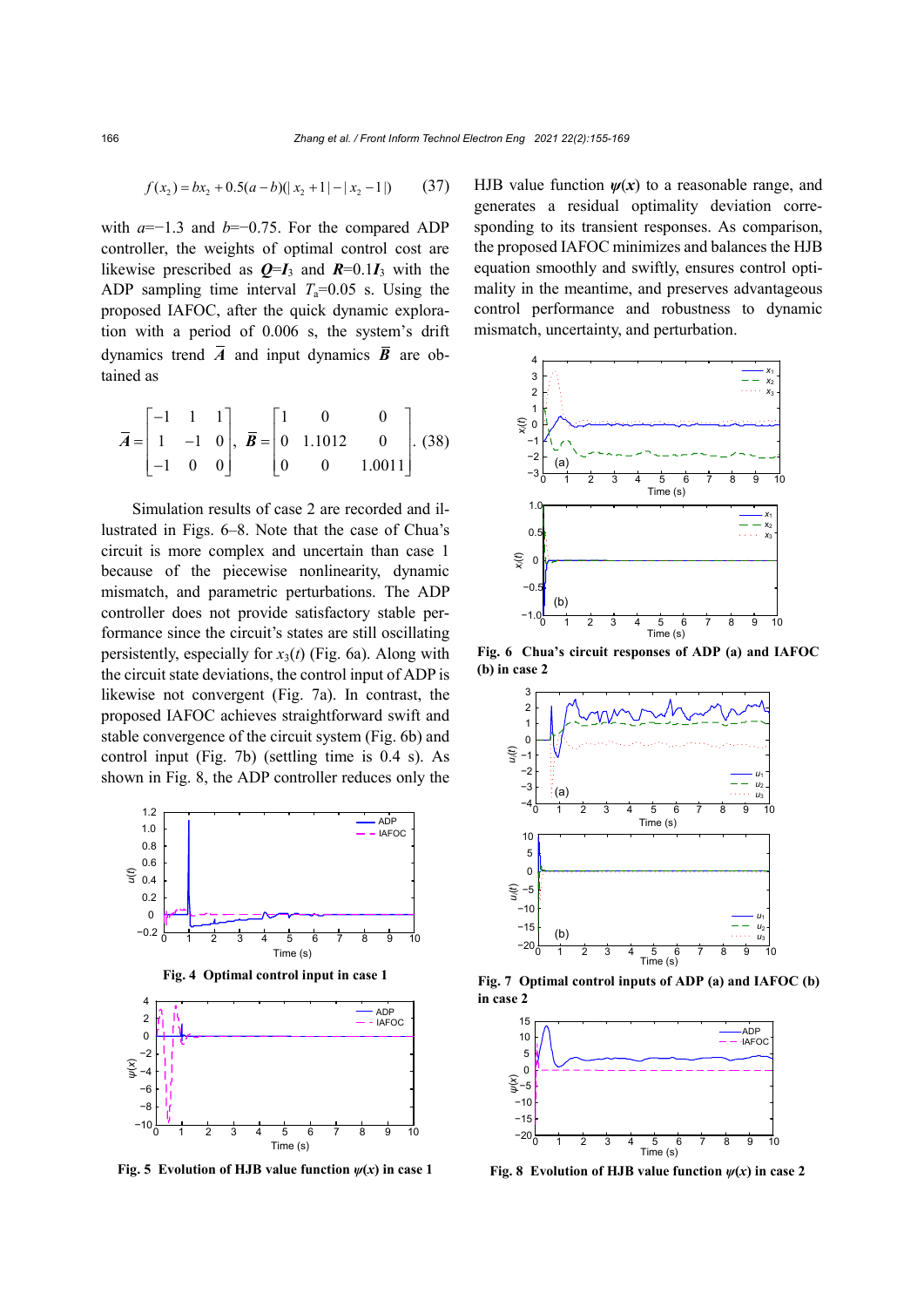$$f(x_2) = bx_2 + 0.5(a-b)(|x_2+1| - |x_2-1|) \quad (37)$$

with $a$=−1.3 and $b$=−0.75. For the compared ADP controller, the weights of optimal control cost are likewise prescribed as $\boldsymbol{Q}=\boldsymbol{I}_3$ and $\boldsymbol{R}=0.1\boldsymbol{I}_3$ with the ADP sampling time interval $T_\text{a}$=0.05 s. Using the proposed IAFOC, after the quick dynamic exploration with a period of 0.006 s, the system's drift dynamics trend $\bar{\boldsymbol{A}}$ and input dynamics $\bar{\boldsymbol{B}}$ are obtained as

$$\bar{\boldsymbol{A}} = \begin{bmatrix} -1 & 1 & 1 \\ 1 & -1 & 0 \\ -1 & 0 & 0 \end{bmatrix}, \ \bar{\boldsymbol{B}} = \begin{bmatrix} 1 & 0 & 0 \\ 0 & 1.1012 & 0 \\ 0 & 0 & 1.0011 \end{bmatrix}. \quad (38)$$

Simulation results of case 2 are recorded and illustrated in Figs. 6–8. Note that the case of Chua's circuit is more complex and uncertain than case 1 because of the piecewise nonlinearity, dynamic mismatch, and parametric perturbations. The ADP controller does not provide satisfactory stable performance since the circuit's states are still oscillating persistently, especially for $x_3(t)$ (Fig. 6a). Along with the circuit state deviations, the control input of ADP is likewise not convergent (Fig. 7a). In contrast, the proposed IAFOC achieves straightforward swift and stable convergence of the circuit system (Fig. 6b) and control input (Fig. 7b) (settling time is 0.4 s). As shown in Fig. 8, the ADP controller reduces only the HJB value function $\boldsymbol{\psi}(\boldsymbol{x})$ to a reasonable range, and generates a residual optimality deviation corresponding to its transient responses. As comparison, the proposed IAFOC minimizes and balances the HJB equation smoothly and swiftly, ensures control optimality in the meantime, and preserves advantageous control performance and robustness to dynamic mismatch, uncertainty, and perturbation.

**Fig. 4 Optimal control input in case 1**

**Fig. 5 Evolution of HJB value function $\psi(x)$ in case 1**

**Fig. 6 Chua's circuit responses of ADP (a) and IAFOC (b) in case 2**

**Fig. 7 Optimal control inputs of ADP (a) and IAFOC (b) in case 2**

**Fig. 8 Evolution of HJB value function $\psi(x)$ in case 2**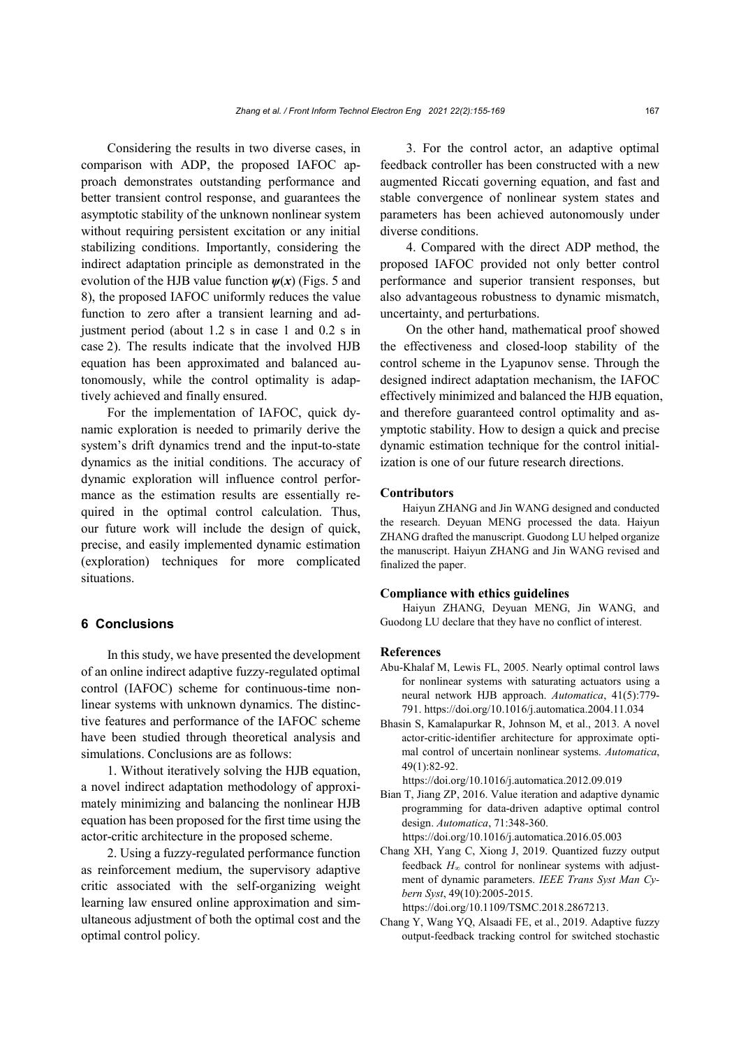Considering the results in two diverse cases, in comparison with ADP, the proposed IAFOC approach demonstrates outstanding performance and better transient control response, and guarantees the asymptotic stability of the unknown nonlinear system without requiring persistent excitation or any initial stabilizing conditions. Importantly, considering the indirect adaptation principle as demonstrated in the evolution of the HJB value function $\boldsymbol{\psi}(\boldsymbol{x})$ (Figs. 5 and 8), the proposed IAFOC uniformly reduces the value function to zero after a transient learning and adjustment period (about 1.2 s in case 1 and 0.2 s in case 2). The results indicate that the involved HJB equation has been approximated and balanced autonomously, while the control optimality is adaptively achieved and finally ensured.

For the implementation of IAFOC, quick dynamic exploration is needed to primarily derive the system's drift dynamics trend and the input-to-state dynamics as the initial conditions. The accuracy of dynamic exploration will influence control performance as the estimation results are essentially required in the optimal control calculation. Thus, our future work will include the design of quick, precise, and easily implemented dynamic estimation (exploration) techniques for more complicated situations.

## 6 Conclusions

In this study, we have presented the development of an online indirect adaptive fuzzy-regulated optimal control (IAFOC) scheme for continuous-time nonlinear systems with unknown dynamics. The distinctive features and performance of the IAFOC scheme have been studied through theoretical analysis and simulations. Conclusions are as follows:

1. Without iteratively solving the HJB equation, a novel indirect adaptation methodology of approximately minimizing and balancing the nonlinear HJB equation has been proposed for the first time using the actor-critic architecture in the proposed scheme.

2. Using a fuzzy-regulated performance function as reinforcement medium, the supervisory adaptive critic associated with the self-organizing weight learning law ensured online approximation and simultaneous adjustment of both the optimal cost and the optimal control policy.

3. For the control actor, an adaptive optimal feedback controller has been constructed with a new augmented Riccati governing equation, and fast and stable convergence of nonlinear system states and parameters has been achieved autonomously under diverse conditions.

4. Compared with the direct ADP method, the proposed IAFOC provided not only better control performance and superior transient responses, but also advantageous robustness to dynamic mismatch, uncertainty, and perturbations.

On the other hand, mathematical proof showed the effectiveness and closed-loop stability of the control scheme in the Lyapunov sense. Through the designed indirect adaptation mechanism, the IAFOC effectively minimized and balanced the HJB equation, and therefore guaranteed control optimality and asymptotic stability. How to design a quick and precise dynamic estimation technique for the control initialization is one of our future research directions.

### Contributors

Haiyun ZHANG and Jin WANG designed and conducted the research. Deyuan MENG processed the data. Haiyun ZHANG drafted the manuscript. Guodong LU helped organize the manuscript. Haiyun ZHANG and Jin WANG revised and finalized the paper.

### Compliance with ethics guidelines

Haiyun ZHANG, Deyuan MENG, Jin WANG, and Guodong LU declare that they have no conflict of interest.

### References

Abu-Khalaf M, Lewis FL, 2005. Nearly optimal control laws for nonlinear systems with saturating actuators using a neural network HJB approach. *Automatica*, 41(5):779-791. https://doi.org/10.1016/j.automatica.2004.11.034

Bhasin S, Kamalapurkar R, Johnson M, et al., 2013. A novel actor-critic-identifier architecture for approximate optimal control of uncertain nonlinear systems. *Automatica*, 49(1):82-92. https://doi.org/10.1016/j.automatica.2012.09.019

Bian T, Jiang ZP, 2016. Value iteration and adaptive dynamic programming for data-driven adaptive optimal control design. *Automatica*, 71:348-360. https://doi.org/10.1016/j.automatica.2016.05.003

Chang XH, Yang C, Xiong J, 2019. Quantized fuzzy output feedback $H_\infty$ control for nonlinear systems with adjustment of dynamic parameters. *IEEE Trans Syst Man Cybern Syst*, 49(10):2005-2015. https://doi.org/10.1109/TSMC.2018.2867213.

Chang Y, Wang YQ, Alsaadi FE, et al., 2019. Adaptive fuzzy output-feedback tracking control for switched stochastic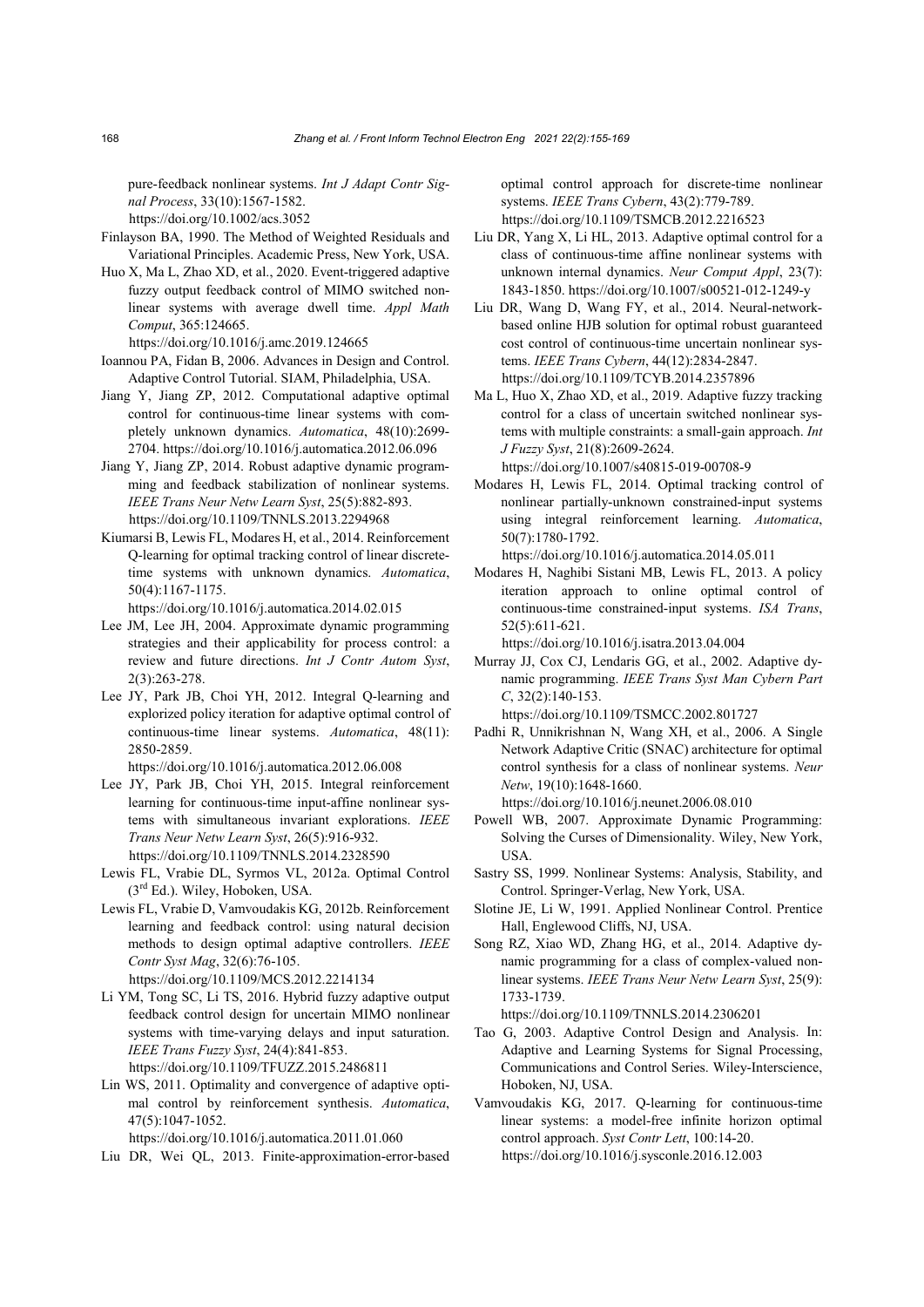pure-feedback nonlinear systems. *Int J Adapt Contr Signal Process*, 33(10):1567-1582. https://doi.org/10.1002/acs.3052

Finlayson BA, 1990. The Method of Weighted Residuals and Variational Principles. Academic Press, New York, USA.

Huo X, Ma L, Zhao XD, et al., 2020. Event-triggered adaptive fuzzy output feedback control of MIMO switched nonlinear systems with average dwell time. *Appl Math Comput*, 365:124665. https://doi.org/10.1016/j.amc.2019.124665

Ioannou PA, Fidan B, 2006. Advances in Design and Control. Adaptive Control Tutorial. SIAM, Philadelphia, USA.

Jiang Y, Jiang ZP, 2012. Computational adaptive optimal control for continuous-time linear systems with completely unknown dynamics. *Automatica*, 48(10):2699-2704. https://doi.org/10.1016/j.automatica.2012.06.096

Jiang Y, Jiang ZP, 2014. Robust adaptive dynamic programming and feedback stabilization of nonlinear systems. *IEEE Trans Neur Netw Learn Syst*, 25(5):882-893. https://doi.org/10.1109/TNNLS.2013.2294968

Kiumarsi B, Lewis FL, Modares H, et al., 2014. Reinforcement Q-learning for optimal tracking control of linear discrete-time systems with unknown dynamics. *Automatica*, 50(4):1167-1175. https://doi.org/10.1016/j.automatica.2014.02.015

Lee JM, Lee JH, 2004. Approximate dynamic programming strategies and their applicability for process control: a review and future directions. *Int J Contr Autom Syst*, 2(3):263-278.

Lee JY, Park JB, Choi YH, 2012. Integral Q-learning and explorized policy iteration for adaptive optimal control of continuous-time linear systems. *Automatica*, 48(11): 2850-2859. https://doi.org/10.1016/j.automatica.2012.06.008

Lee JY, Park JB, Choi YH, 2015. Integral reinforcement learning for continuous-time input-affine nonlinear systems with simultaneous invariant explorations. *IEEE Trans Neur Netw Learn Syst*, 26(5):916-932. https://doi.org/10.1109/TNNLS.2014.2328590

Lewis FL, Vrabie DL, Syrmos VL, 2012a. Optimal Control (3rd Ed.). Wiley, Hoboken, USA.

Lewis FL, Vrabie D, Vamvoudakis KG, 2012b. Reinforcement learning and feedback control: using natural decision methods to design optimal adaptive controllers. *IEEE Contr Syst Mag*, 32(6):76-105. https://doi.org/10.1109/MCS.2012.2214134

Li YM, Tong SC, Li TS, 2016. Hybrid fuzzy adaptive output feedback control design for uncertain MIMO nonlinear systems with time-varying delays and input saturation. *IEEE Trans Fuzzy Syst*, 24(4):841-853. https://doi.org/10.1109/TFUZZ.2015.2486811

Lin WS, 2011. Optimality and convergence of adaptive optimal control by reinforcement synthesis. *Automatica*, 47(5):1047-1052. https://doi.org/10.1016/j.automatica.2011.01.060

Liu DR, Wei QL, 2013. Finite-approximation-error-based optimal control approach for discrete-time nonlinear systems. *IEEE Trans Cybern*, 43(2):779-789. https://doi.org/10.1109/TSMCB.2012.2216523

Liu DR, Yang X, Li HL, 2013. Adaptive optimal control for a class of continuous-time affine nonlinear systems with unknown internal dynamics. *Neur Comput Appl*, 23(7): 1843-1850. https://doi.org/10.1007/s00521-012-1249-y

Liu DR, Wang D, Wang FY, et al., 2014. Neural-network-based online HJB solution for optimal robust guaranteed cost control of continuous-time uncertain nonlinear systems. *IEEE Trans Cybern*, 44(12):2834-2847. https://doi.org/10.1109/TCYB.2014.2357896

Ma L, Huo X, Zhao XD, et al., 2019. Adaptive fuzzy tracking control for a class of uncertain switched nonlinear systems with multiple constraints: a small-gain approach. *Int J Fuzzy Syst*, 21(8):2609-2624. https://doi.org/10.1007/s40815-019-00708-9

Modares H, Lewis FL, 2014. Optimal tracking control of nonlinear partially-unknown constrained-input systems using integral reinforcement learning. *Automatica*, 50(7):1780-1792. https://doi.org/10.1016/j.automatica.2014.05.011

Modares H, Naghibi Sistani MB, Lewis FL, 2013. A policy iteration approach to online optimal control of continuous-time constrained-input systems. *ISA Trans*, 52(5):611-621. https://doi.org/10.1016/j.isatra.2013.04.004

Murray JJ, Cox CJ, Lendaris GG, et al., 2002. Adaptive dynamic programming. *IEEE Trans Syst Man Cybern Part C*, 32(2):140-153. https://doi.org/10.1109/TSMCC.2002.801727

Padhi R, Unnikrishnan N, Wang XH, et al., 2006. A Single Network Adaptive Critic (SNAC) architecture for optimal control synthesis for a class of nonlinear systems. *Neur Netw*, 19(10):1648-1660. https://doi.org/10.1016/j.neunet.2006.08.010

Powell WB, 2007. Approximate Dynamic Programming: Solving the Curses of Dimensionality. Wiley, New York, USA.

Sastry SS, 1999. Nonlinear Systems: Analysis, Stability, and Control. Springer-Verlag, New York, USA.

Slotine JE, Li W, 1991. Applied Nonlinear Control. Prentice Hall, Englewood Cliffs, NJ, USA.

Song RZ, Xiao WD, Zhang HG, et al., 2014. Adaptive dynamic programming for a class of complex-valued nonlinear systems. *IEEE Trans Neur Netw Learn Syst*, 25(9): 1733-1739. https://doi.org/10.1109/TNNLS.2014.2306201

Tao G, 2003. Adaptive Control Design and Analysis. In: Adaptive and Learning Systems for Signal Processing, Communications and Control Series. Wiley-Interscience, Hoboken, NJ, USA.

Vamvoudakis KG, 2017. Q-learning for continuous-time linear systems: a model-free infinite horizon optimal control approach. *Syst Contr Lett*, 100:14-20. https://doi.org/10.1016/j.sysconle.2016.12.003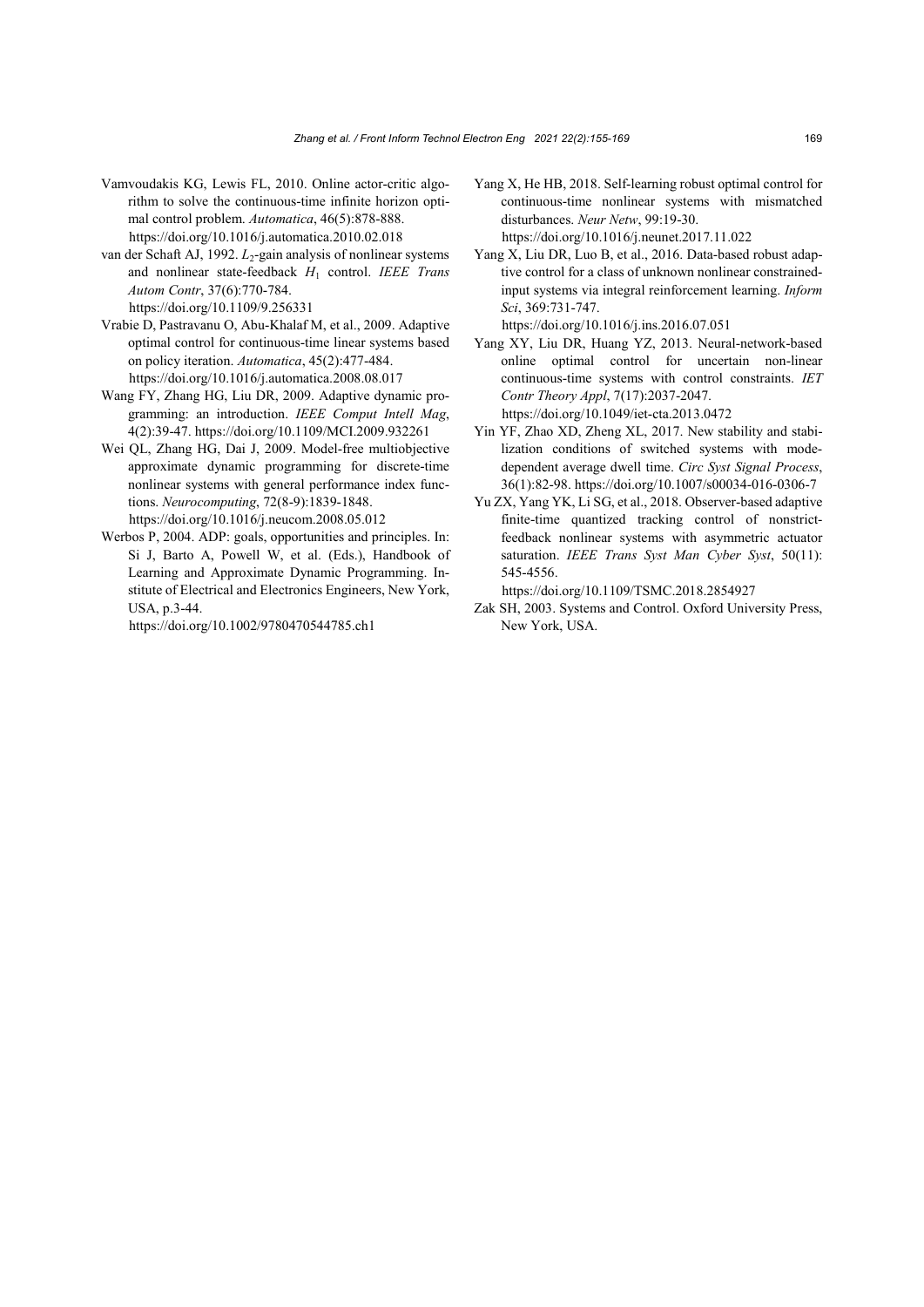Vamvoudakis KG, Lewis FL, 2010. Online actor-critic algorithm to solve the continuous-time infinite horizon optimal control problem. *Automatica*, 46(5):878-888. https://doi.org/10.1016/j.automatica.2010.02.018

van der Schaft AJ, 1992. $L_2$-gain analysis of nonlinear systems and nonlinear state-feedback $H_1$ control. *IEEE Trans Autom Contr*, 37(6):770-784. https://doi.org/10.1109/9.256331

Vrabie D, Pastravanu O, Abu-Khalaf M, et al., 2009. Adaptive optimal control for continuous-time linear systems based on policy iteration. *Automatica*, 45(2):477-484. https://doi.org/10.1016/j.automatica.2008.08.017

Wang FY, Zhang HG, Liu DR, 2009. Adaptive dynamic programming: an introduction. *IEEE Comput Intell Mag*, 4(2):39-47. https://doi.org/10.1109/MCI.2009.932261

Wei QL, Zhang HG, Dai J, 2009. Model-free multiobjective approximate dynamic programming for discrete-time nonlinear systems with general performance index functions. *Neurocomputing*, 72(8-9):1839-1848. https://doi.org/10.1016/j.neucom.2008.05.012

Werbos P, 2004. ADP: goals, opportunities and principles. In: Si J, Barto A, Powell W, et al. (Eds.), Handbook of Learning and Approximate Dynamic Programming. Institute of Electrical and Electronics Engineers, New York, USA, p.3-44. https://doi.org/10.1002/9780470544785.ch1

Yang X, He HB, 2018. Self-learning robust optimal control for continuous-time nonlinear systems with mismatched disturbances. *Neur Netw*, 99:19-30. https://doi.org/10.1016/j.neunet.2017.11.022

Yang X, Liu DR, Luo B, et al., 2016. Data-based robust adaptive control for a class of unknown nonlinear constrained-input systems via integral reinforcement learning. *Inform Sci*, 369:731-747. https://doi.org/10.1016/j.ins.2016.07.051

Yang XY, Liu DR, Huang YZ, 2013. Neural-network-based online optimal control for uncertain non-linear continuous-time systems with control constraints. *IET Contr Theory Appl*, 7(17):2037-2047. https://doi.org/10.1049/iet-cta.2013.0472

Yin YF, Zhao XD, Zheng XL, 2017. New stability and stabilization conditions of switched systems with mode-dependent average dwell time. *Circ Syst Signal Process*, 36(1):82-98. https://doi.org/10.1007/s00034-016-0306-7

Yu ZX, Yang YK, Li SG, et al., 2018. Observer-based adaptive finite-time quantized tracking control of nonstrict-feedback nonlinear systems with asymmetric actuator saturation. *IEEE Trans Syst Man Cyber Syst*, 50(11): 545-4556. https://doi.org/10.1109/TSMC.2018.2854927

Zak SH, 2003. Systems and Control. Oxford University Press, New York, USA.